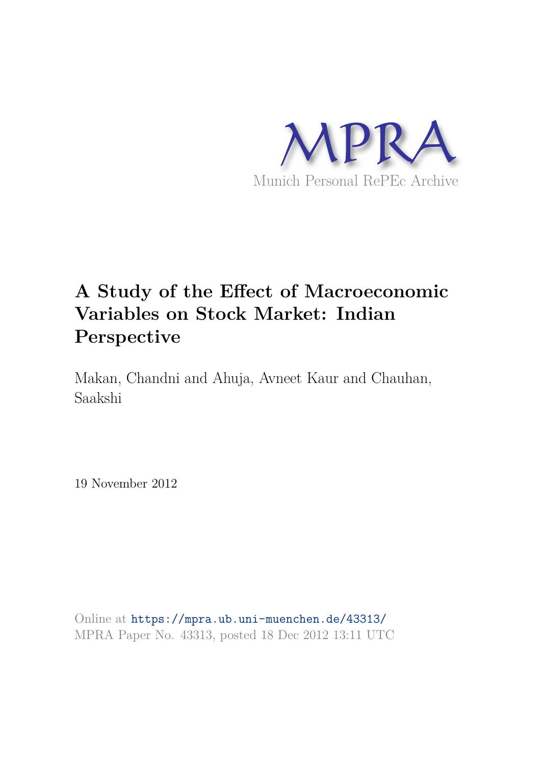MPRA

Munich Personal RePEc Archive

# A Study of the Effect of Macroeconomic Variables on Stock Market: Indian Perspective

Makan, Chandni and Ahuja, Avneet Kaur and Chauhan, Saakshi

19 November 2012

Online at https://mpra.ub.uni-muenchen.de/43313/
MPRA Paper No. 43313, posted 18 Dec 2012 13:11 UTC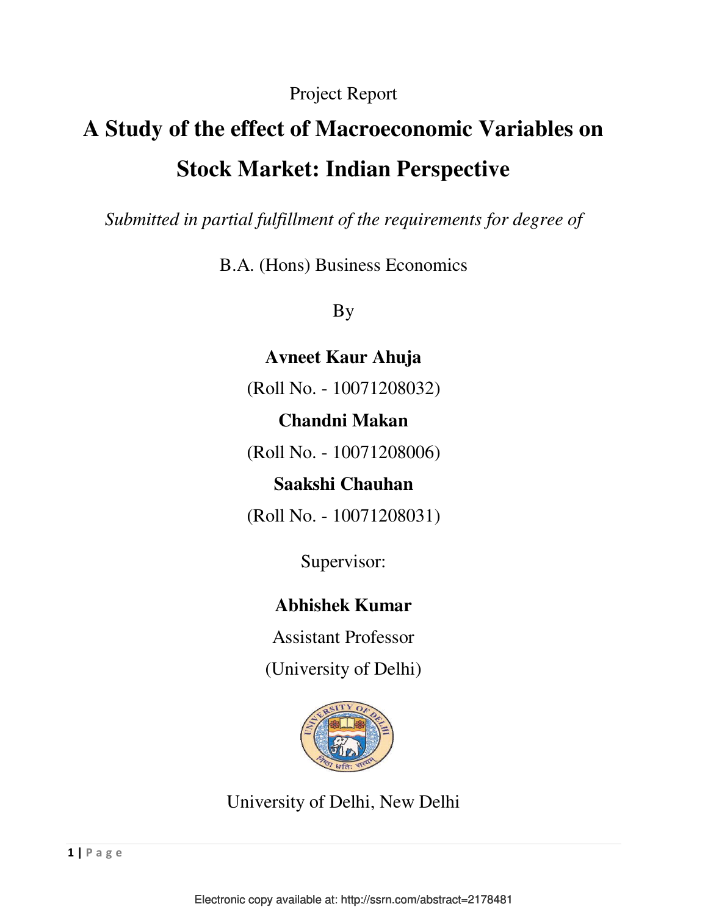Project Report

# A Study of the effect of Macroeconomic Variables on Stock Market: Indian Perspective

*Submitted in partial fulfillment of the requirements for degree of*

B.A. (Hons) Business Economics

By

**Avneet Kaur Ahuja**

(Roll No. - 10071208032)

**Chandni Makan**

(Roll No. - 10071208006)

**Saakshi Chauhan**

(Roll No. - 10071208031)

Supervisor:

**Abhishek Kumar**

Assistant Professor

(University of Delhi)

University of Delhi, New Delhi

Electronic copy available at: http://ssrn.com/abstract=2178481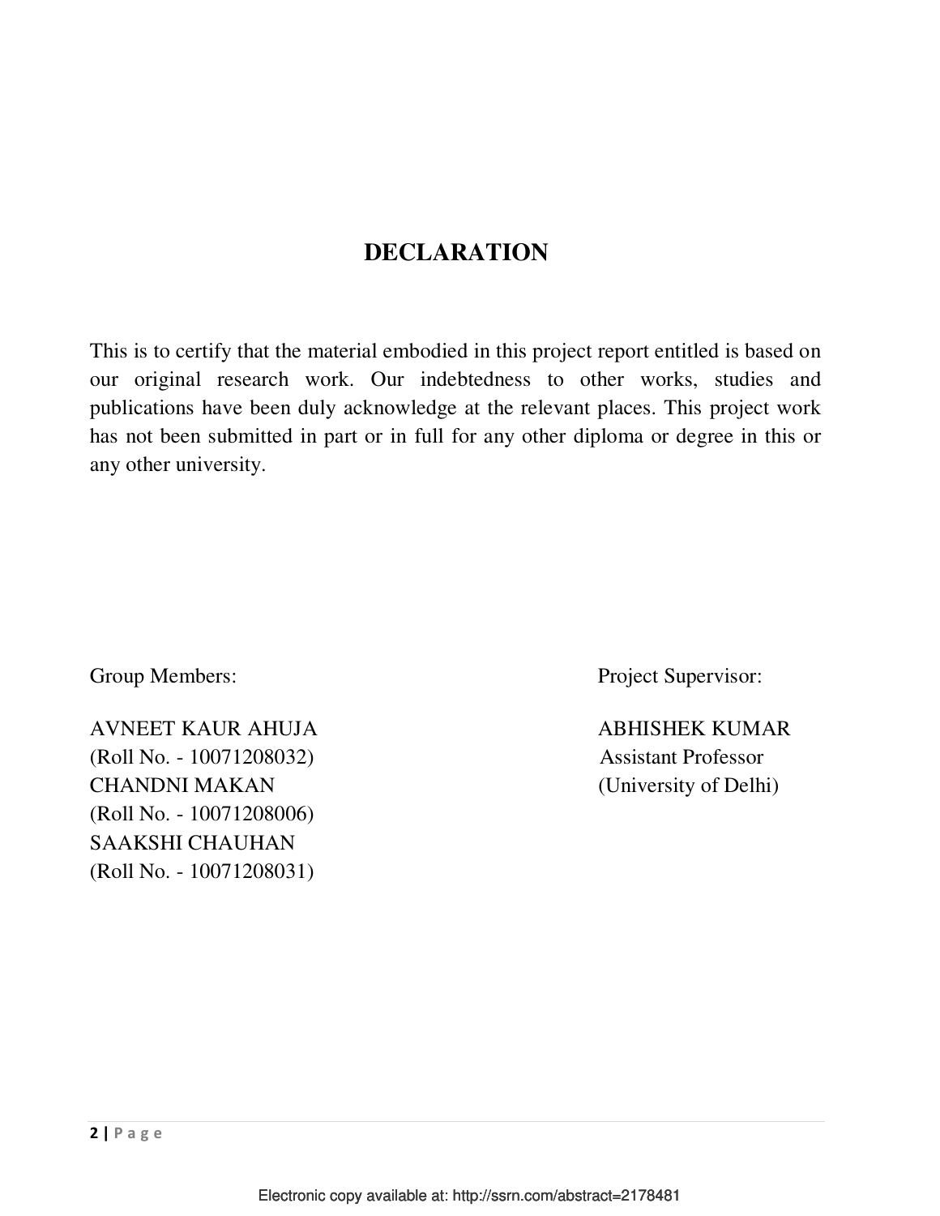# DECLARATION

This is to certify that the material embodied in this project report entitled is based on our original research work. Our indebtedness to other works, studies and publications have been duly acknowledge at the relevant places. This project work has not been submitted in part or in full for any other diploma or degree in this or any other university.

Group Members:

AVNEET KAUR AHUJA
(Roll No. - 10071208032)
CHANDNI MAKAN
(Roll No. - 10071208006)
SAAKSHI CHAUHAN
(Roll No. - 10071208031)

Project Supervisor:

ABHISHEK KUMAR
Assistant Professor
(University of Delhi)

Electronic copy available at: http://ssrn.com/abstract=2178481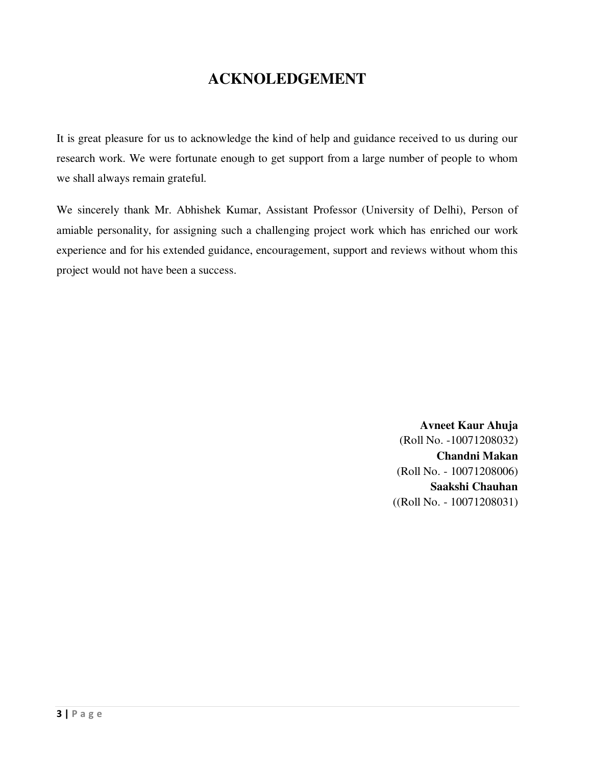# ACKNOLEDGEMENT

It is great pleasure for us to acknowledge the kind of help and guidance received to us during our research work. We were fortunate enough to get support from a large number of people to whom we shall always remain grateful.

We sincerely thank Mr. Abhishek Kumar, Assistant Professor (University of Delhi), Person of amiable personality, for assigning such a challenging project work which has enriched our work experience and for his extended guidance, encouragement, support and reviews without whom this project would not have been a success.

**Avneet Kaur Ahuja**
(Roll No. -10071208032)
**Chandni Makan**
(Roll No. - 10071208006)
**Saakshi Chauhan**
((Roll No. - 10071208031)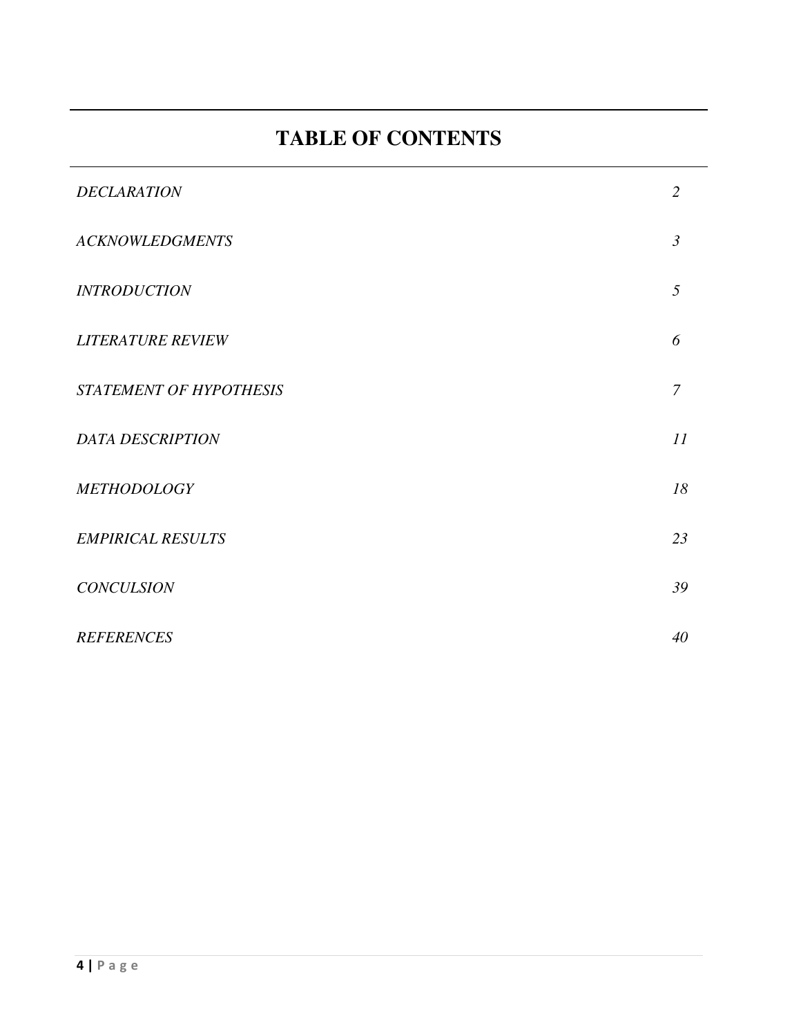# TABLE OF CONTENTS

| | |
|---|---|
| *DECLARATION* | *2* |
| *ACKNOWLEDGMENTS* | *3* |
| *INTRODUCTION* | *5* |
| *LITERATURE REVIEW* | *6* |
| *STATEMENT OF HYPOTHESIS* | *7* |
| *DATA DESCRIPTION* | *11* |
| *METHODOLOGY* | *18* |
| *EMPIRICAL RESULTS* | *23* |
| *CONCULSION* | *39* |
| *REFERENCES* | *40* |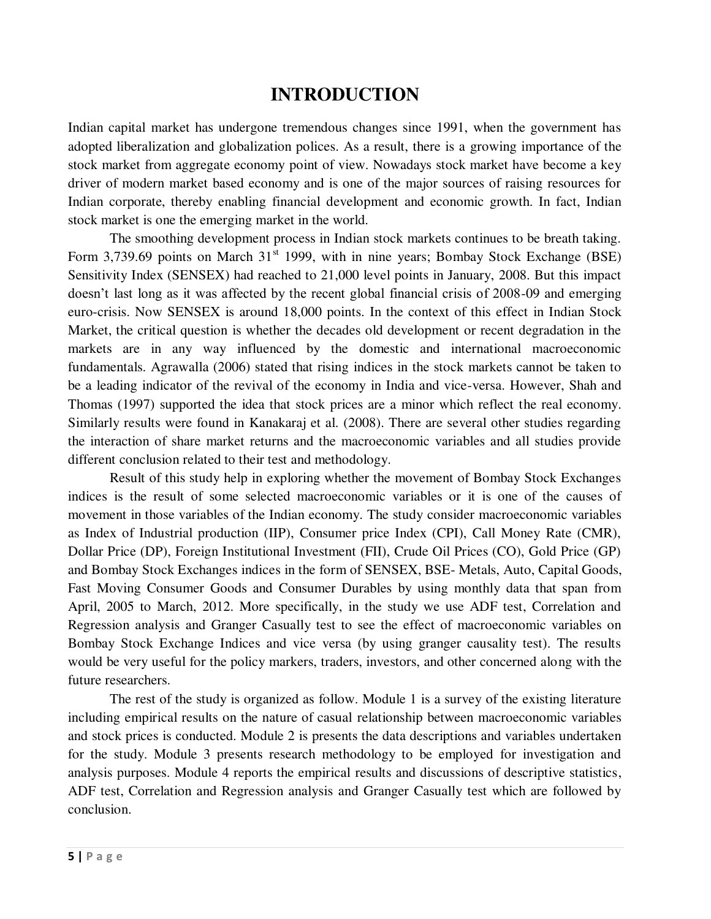# INTRODUCTION

Indian capital market has undergone tremendous changes since 1991, when the government has adopted liberalization and globalization polices. As a result, there is a growing importance of the stock market from aggregate economy point of view. Nowadays stock market have become a key driver of modern market based economy and is one of the major sources of raising resources for Indian corporate, thereby enabling financial development and economic growth. In fact, Indian stock market is one the emerging market in the world.

The smoothing development process in Indian stock markets continues to be breath taking. Form 3,739.69 points on March 31st 1999, with in nine years; Bombay Stock Exchange (BSE) Sensitivity Index (SENSEX) had reached to 21,000 level points in January, 2008. But this impact doesn't last long as it was affected by the recent global financial crisis of 2008-09 and emerging euro-crisis. Now SENSEX is around 18,000 points. In the context of this effect in Indian Stock Market, the critical question is whether the decades old development or recent degradation in the markets are in any way influenced by the domestic and international macroeconomic fundamentals. Agrawalla (2006) stated that rising indices in the stock markets cannot be taken to be a leading indicator of the revival of the economy in India and vice-versa. However, Shah and Thomas (1997) supported the idea that stock prices are a minor which reflect the real economy. Similarly results were found in Kanakaraj et al. (2008). There are several other studies regarding the interaction of share market returns and the macroeconomic variables and all studies provide different conclusion related to their test and methodology.

Result of this study help in exploring whether the movement of Bombay Stock Exchanges indices is the result of some selected macroeconomic variables or it is one of the causes of movement in those variables of the Indian economy. The study consider macroeconomic variables as Index of Industrial production (IIP), Consumer price Index (CPI), Call Money Rate (CMR), Dollar Price (DP), Foreign Institutional Investment (FII), Crude Oil Prices (CO), Gold Price (GP) and Bombay Stock Exchanges indices in the form of SENSEX, BSE- Metals, Auto, Capital Goods, Fast Moving Consumer Goods and Consumer Durables by using monthly data that span from April, 2005 to March, 2012. More specifically, in the study we use ADF test, Correlation and Regression analysis and Granger Casually test to see the effect of macroeconomic variables on Bombay Stock Exchange Indices and vice versa (by using granger causality test). The results would be very useful for the policy markers, traders, investors, and other concerned along with the future researchers.

The rest of the study is organized as follow. Module 1 is a survey of the existing literature including empirical results on the nature of casual relationship between macroeconomic variables and stock prices is conducted. Module 2 is presents the data descriptions and variables undertaken for the study. Module 3 presents research methodology to be employed for investigation and analysis purposes. Module 4 reports the empirical results and discussions of descriptive statistics, ADF test, Correlation and Regression analysis and Granger Casually test which are followed by conclusion.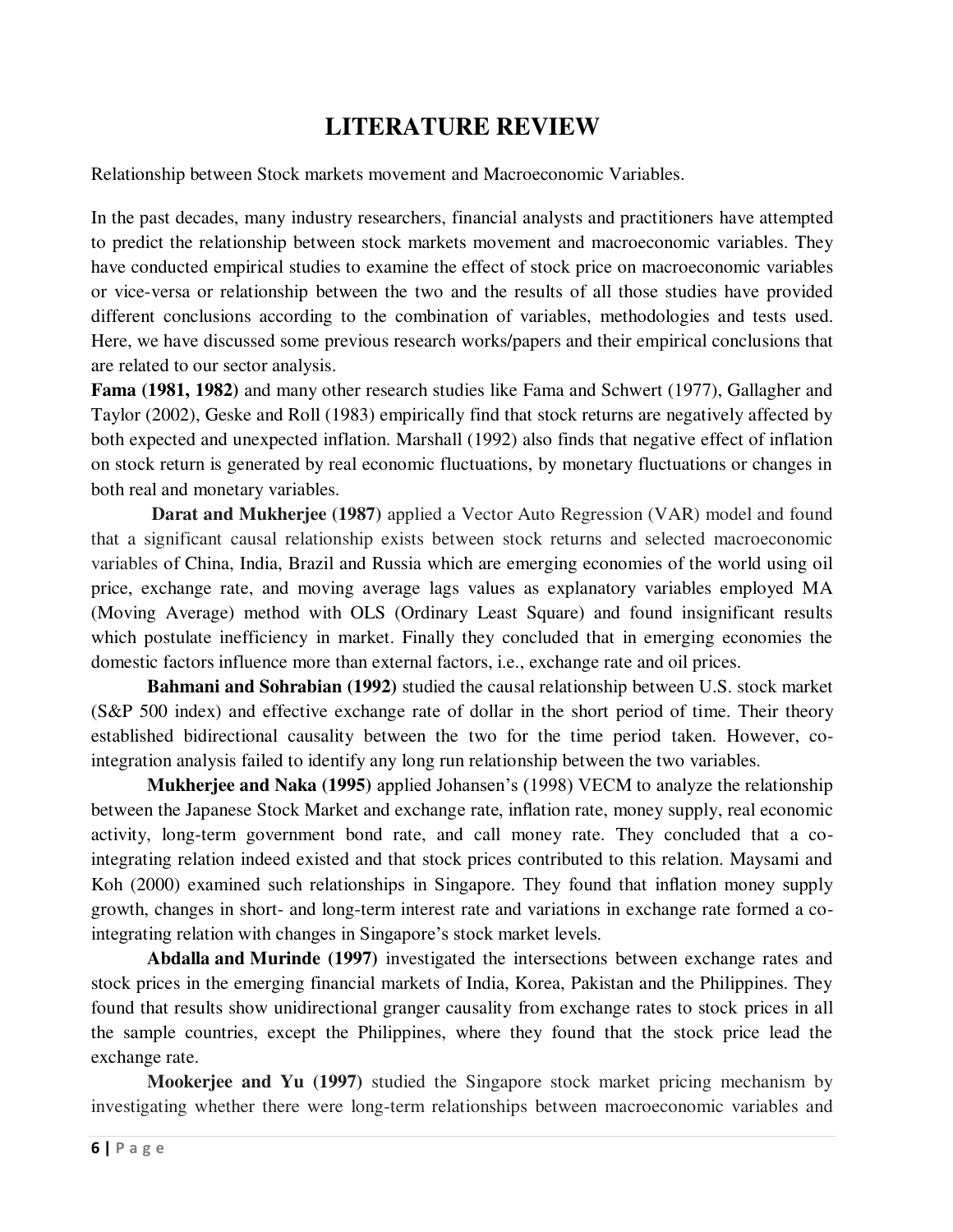# LITERATURE REVIEW

Relationship between Stock markets movement and Macroeconomic Variables.

In the past decades, many industry researchers, financial analysts and practitioners have attempted to predict the relationship between stock markets movement and macroeconomic variables. They have conducted empirical studies to examine the effect of stock price on macroeconomic variables or vice-versa or relationship between the two and the results of all those studies have provided different conclusions according to the combination of variables, methodologies and tests used. Here, we have discussed some previous research works/papers and their empirical conclusions that are related to our sector analysis.

**Fama (1981, 1982)** and many other research studies like Fama and Schwert (1977), Gallagher and Taylor (2002), Geske and Roll (1983) empirically find that stock returns are negatively affected by both expected and unexpected inflation. Marshall (1992) also finds that negative effect of inflation on stock return is generated by real economic fluctuations, by monetary fluctuations or changes in both real and monetary variables.

**Darat and Mukherjee (1987)** applied a Vector Auto Regression (VAR) model and found that a significant causal relationship exists between stock returns and selected macroeconomic variables of China, India, Brazil and Russia which are emerging economies of the world using oil price, exchange rate, and moving average lags values as explanatory variables employed MA (Moving Average) method with OLS (Ordinary Least Square) and found insignificant results which postulate inefficiency in market. Finally they concluded that in emerging economies the domestic factors influence more than external factors, i.e., exchange rate and oil prices.

**Bahmani and Sohrabian (1992)** studied the causal relationship between U.S. stock market (S&P 500 index) and effective exchange rate of dollar in the short period of time. Their theory established bidirectional causality between the two for the time period taken. However, co-integration analysis failed to identify any long run relationship between the two variables.

**Mukherjee and Naka (1995)** applied Johansen's (1998) VECM to analyze the relationship between the Japanese Stock Market and exchange rate, inflation rate, money supply, real economic activity, long-term government bond rate, and call money rate. They concluded that a co-integrating relation indeed existed and that stock prices contributed to this relation. Maysami and Koh (2000) examined such relationships in Singapore. They found that inflation money supply growth, changes in short- and long-term interest rate and variations in exchange rate formed a co-integrating relation with changes in Singapore's stock market levels.

**Abdalla and Murinde (1997)** investigated the intersections between exchange rates and stock prices in the emerging financial markets of India, Korea, Pakistan and the Philippines. They found that results show unidirectional granger causality from exchange rates to stock prices in all the sample countries, except the Philippines, where they found that the stock price lead the exchange rate.

**Mookerjee and Yu (1997)** studied the Singapore stock market pricing mechanism by investigating whether there were long-term relationships between macroeconomic variables and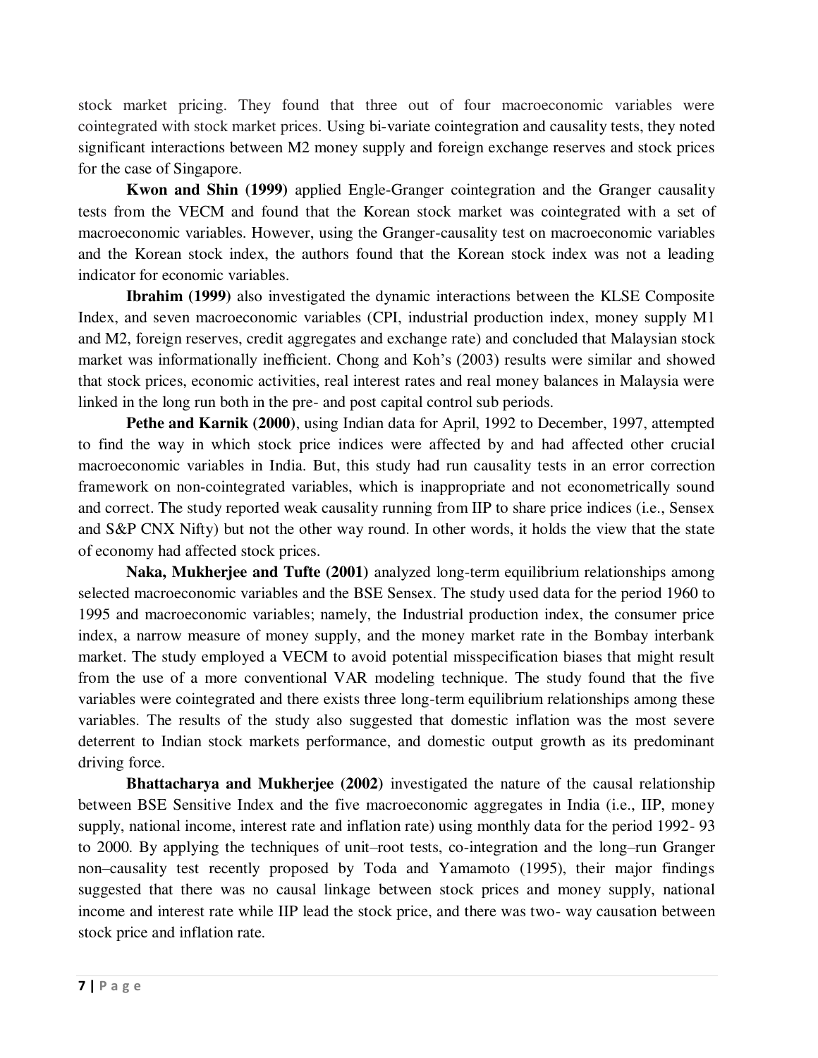stock market pricing. They found that three out of four macroeconomic variables were cointegrated with stock market prices. Using bi-variate cointegration and causality tests, they noted significant interactions between M2 money supply and foreign exchange reserves and stock prices for the case of Singapore.

**Kwon and Shin (1999)** applied Engle-Granger cointegration and the Granger causality tests from the VECM and found that the Korean stock market was cointegrated with a set of macroeconomic variables. However, using the Granger-causality test on macroeconomic variables and the Korean stock index, the authors found that the Korean stock index was not a leading indicator for economic variables.

**Ibrahim (1999)** also investigated the dynamic interactions between the KLSE Composite Index, and seven macroeconomic variables (CPI, industrial production index, money supply M1 and M2, foreign reserves, credit aggregates and exchange rate) and concluded that Malaysian stock market was informationally inefficient. Chong and Koh's (2003) results were similar and showed that stock prices, economic activities, real interest rates and real money balances in Malaysia were linked in the long run both in the pre- and post capital control sub periods.

**Pethe and Karnik (2000)**, using Indian data for April, 1992 to December, 1997, attempted to find the way in which stock price indices were affected by and had affected other crucial macroeconomic variables in India. But, this study had run causality tests in an error correction framework on non-cointegrated variables, which is inappropriate and not econometrically sound and correct. The study reported weak causality running from IIP to share price indices (i.e., Sensex and S&P CNX Nifty) but not the other way round. In other words, it holds the view that the state of economy had affected stock prices.

**Naka, Mukherjee and Tufte (2001)** analyzed long-term equilibrium relationships among selected macroeconomic variables and the BSE Sensex. The study used data for the period 1960 to 1995 and macroeconomic variables; namely, the Industrial production index, the consumer price index, a narrow measure of money supply, and the money market rate in the Bombay interbank market. The study employed a VECM to avoid potential misspecification biases that might result from the use of a more conventional VAR modeling technique. The study found that the five variables were cointegrated and there exists three long-term equilibrium relationships among these variables. The results of the study also suggested that domestic inflation was the most severe deterrent to Indian stock markets performance, and domestic output growth as its predominant driving force.

**Bhattacharya and Mukherjee (2002)** investigated the nature of the causal relationship between BSE Sensitive Index and the five macroeconomic aggregates in India (i.e., IIP, money supply, national income, interest rate and inflation rate) using monthly data for the period 1992- 93 to 2000. By applying the techniques of unit–root tests, co-integration and the long–run Granger non–causality test recently proposed by Toda and Yamamoto (1995), their major findings suggested that there was no causal linkage between stock prices and money supply, national income and interest rate while IIP lead the stock price, and there was two- way causation between stock price and inflation rate.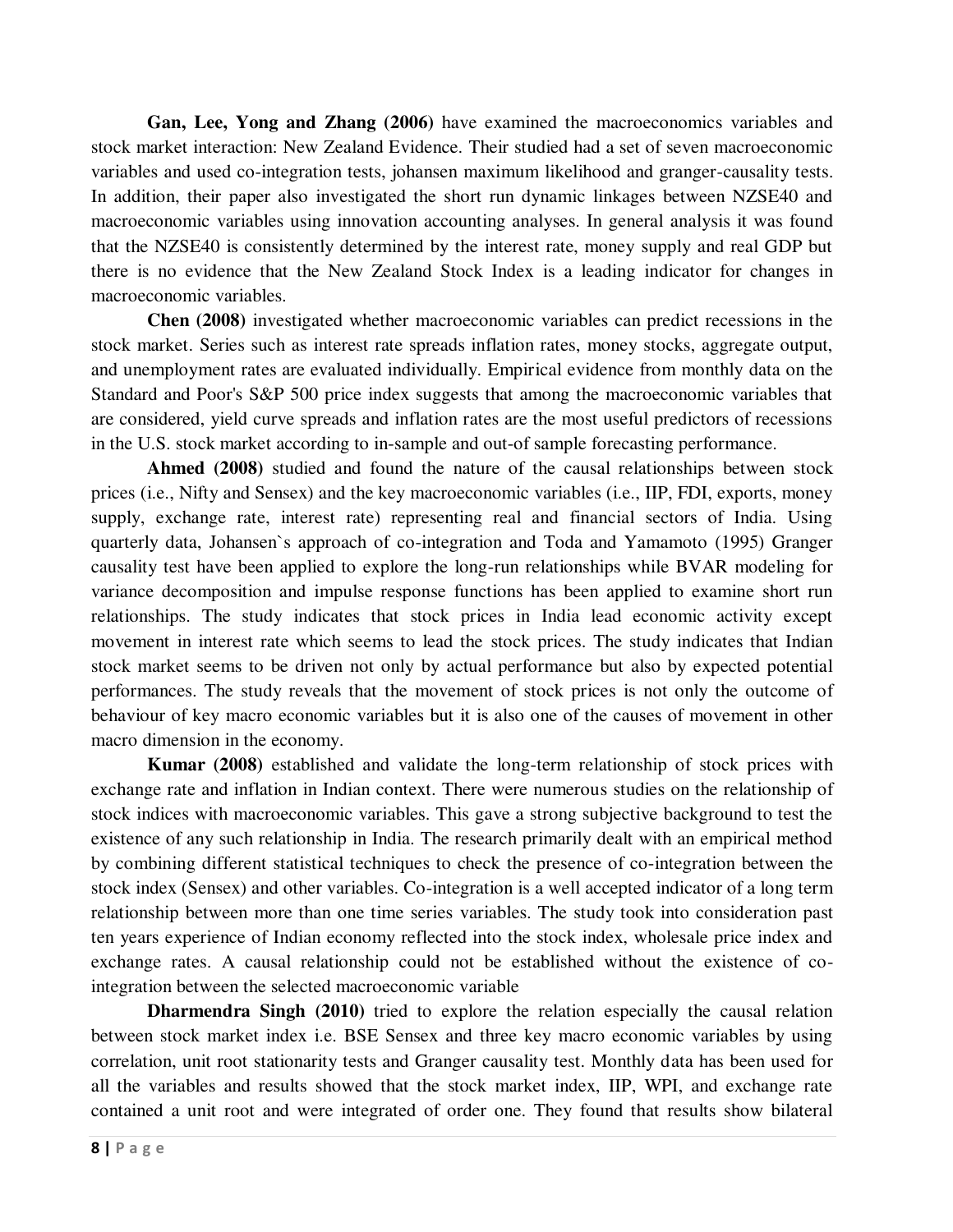**Gan, Lee, Yong and Zhang (2006)** have examined the macroeconomics variables and stock market interaction: New Zealand Evidence. Their studied had a set of seven macroeconomic variables and used co-integration tests, johansen maximum likelihood and granger-causality tests. In addition, their paper also investigated the short run dynamic linkages between NZSE40 and macroeconomic variables using innovation accounting analyses. In general analysis it was found that the NZSE40 is consistently determined by the interest rate, money supply and real GDP but there is no evidence that the New Zealand Stock Index is a leading indicator for changes in macroeconomic variables.

**Chen (2008)** investigated whether macroeconomic variables can predict recessions in the stock market. Series such as interest rate spreads inflation rates, money stocks, aggregate output, and unemployment rates are evaluated individually. Empirical evidence from monthly data on the Standard and Poor's S&P 500 price index suggests that among the macroeconomic variables that are considered, yield curve spreads and inflation rates are the most useful predictors of recessions in the U.S. stock market according to in-sample and out-of sample forecasting performance.

**Ahmed (2008)** studied and found the nature of the causal relationships between stock prices (i.e., Nifty and Sensex) and the key macroeconomic variables (i.e., IIP, FDI, exports, money supply, exchange rate, interest rate) representing real and financial sectors of India. Using quarterly data, Johansen`s approach of co-integration and Toda and Yamamoto (1995) Granger causality test have been applied to explore the long-run relationships while BVAR modeling for variance decomposition and impulse response functions has been applied to examine short run relationships. The study indicates that stock prices in India lead economic activity except movement in interest rate which seems to lead the stock prices. The study indicates that Indian stock market seems to be driven not only by actual performance but also by expected potential performances. The study reveals that the movement of stock prices is not only the outcome of behaviour of key macro economic variables but it is also one of the causes of movement in other macro dimension in the economy.

**Kumar (2008)** established and validate the long-term relationship of stock prices with exchange rate and inflation in Indian context. There were numerous studies on the relationship of stock indices with macroeconomic variables. This gave a strong subjective background to test the existence of any such relationship in India. The research primarily dealt with an empirical method by combining different statistical techniques to check the presence of co-integration between the stock index (Sensex) and other variables. Co-integration is a well accepted indicator of a long term relationship between more than one time series variables. The study took into consideration past ten years experience of Indian economy reflected into the stock index, wholesale price index and exchange rates. A causal relationship could not be established without the existence of co-integration between the selected macroeconomic variable

**Dharmendra Singh (2010)** tried to explore the relation especially the causal relation between stock market index i.e. BSE Sensex and three key macro economic variables by using correlation, unit root stationarity tests and Granger causality test. Monthly data has been used for all the variables and results showed that the stock market index, IIP, WPI, and exchange rate contained a unit root and were integrated of order one. They found that results show bilateral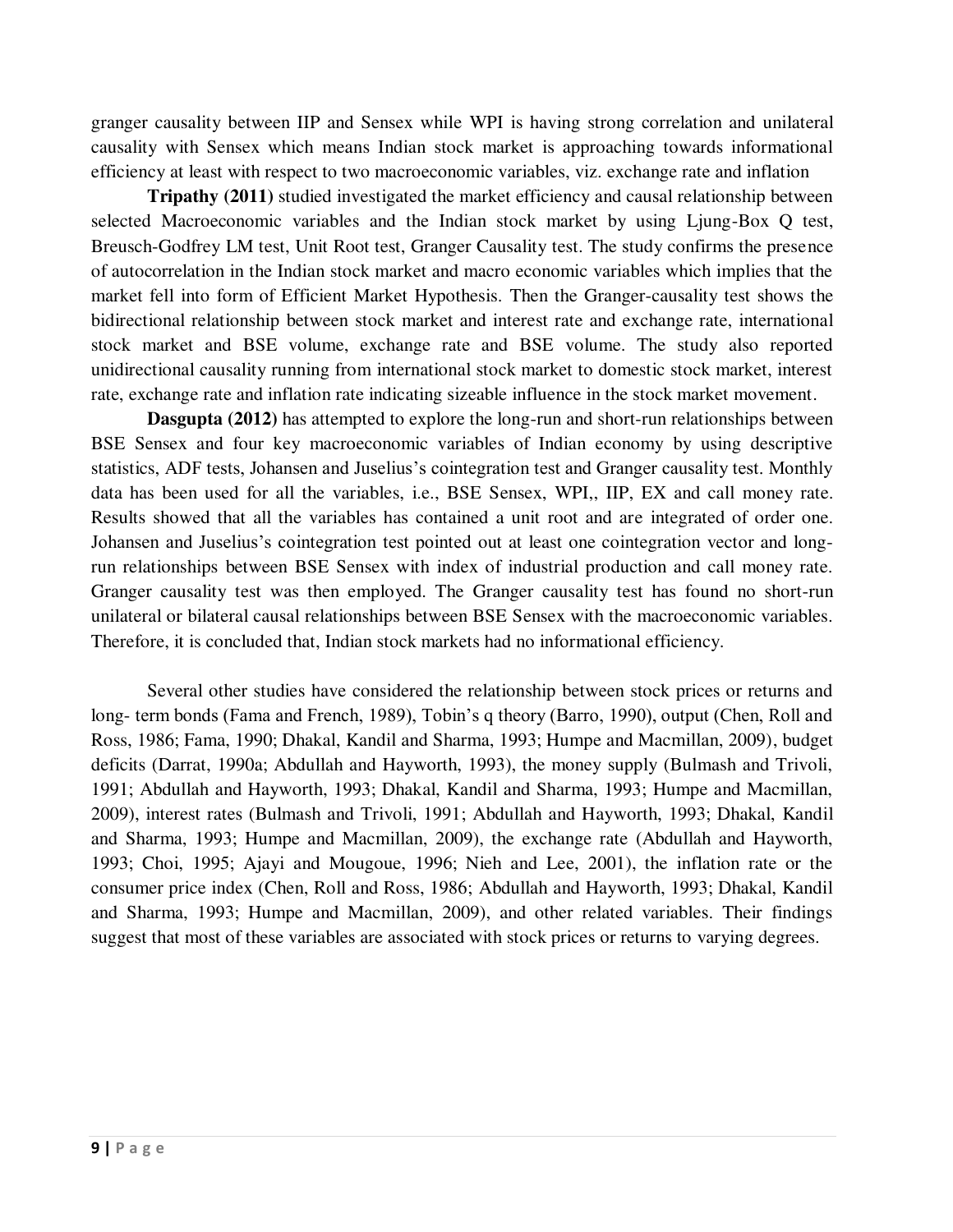granger causality between IIP and Sensex while WPI is having strong correlation and unilateral causality with Sensex which means Indian stock market is approaching towards informational efficiency at least with respect to two macroeconomic variables, viz. exchange rate and inflation

**Tripathy (2011)** studied investigated the market efficiency and causal relationship between selected Macroeconomic variables and the Indian stock market by using Ljung-Box Q test, Breusch-Godfrey LM test, Unit Root test, Granger Causality test. The study confirms the presence of autocorrelation in the Indian stock market and macro economic variables which implies that the market fell into form of Efficient Market Hypothesis. Then the Granger-causality test shows the bidirectional relationship between stock market and interest rate and exchange rate, international stock market and BSE volume, exchange rate and BSE volume. The study also reported unidirectional causality running from international stock market to domestic stock market, interest rate, exchange rate and inflation rate indicating sizeable influence in the stock market movement.

**Dasgupta (2012)** has attempted to explore the long-run and short-run relationships between BSE Sensex and four key macroeconomic variables of Indian economy by using descriptive statistics, ADF tests, Johansen and Juselius's cointegration test and Granger causality test. Monthly data has been used for all the variables, i.e., BSE Sensex, WPI,, IIP, EX and call money rate. Results showed that all the variables has contained a unit root and are integrated of order one. Johansen and Juselius's cointegration test pointed out at least one cointegration vector and long-run relationships between BSE Sensex with index of industrial production and call money rate. Granger causality test was then employed. The Granger causality test has found no short-run unilateral or bilateral causal relationships between BSE Sensex with the macroeconomic variables. Therefore, it is concluded that, Indian stock markets had no informational efficiency.

Several other studies have considered the relationship between stock prices or returns and long- term bonds (Fama and French, 1989), Tobin's q theory (Barro, 1990), output (Chen, Roll and Ross, 1986; Fama, 1990; Dhakal, Kandil and Sharma, 1993; Humpe and Macmillan, 2009), budget deficits (Darrat, 1990a; Abdullah and Hayworth, 1993), the money supply (Bulmash and Trivoli, 1991; Abdullah and Hayworth, 1993; Dhakal, Kandil and Sharma, 1993; Humpe and Macmillan, 2009), interest rates (Bulmash and Trivoli, 1991; Abdullah and Hayworth, 1993; Dhakal, Kandil and Sharma, 1993; Humpe and Macmillan, 2009), the exchange rate (Abdullah and Hayworth, 1993; Choi, 1995; Ajayi and Mougoue, 1996; Nieh and Lee, 2001), the inflation rate or the consumer price index (Chen, Roll and Ross, 1986; Abdullah and Hayworth, 1993; Dhakal, Kandil and Sharma, 1993; Humpe and Macmillan, 2009), and other related variables. Their findings suggest that most of these variables are associated with stock prices or returns to varying degrees.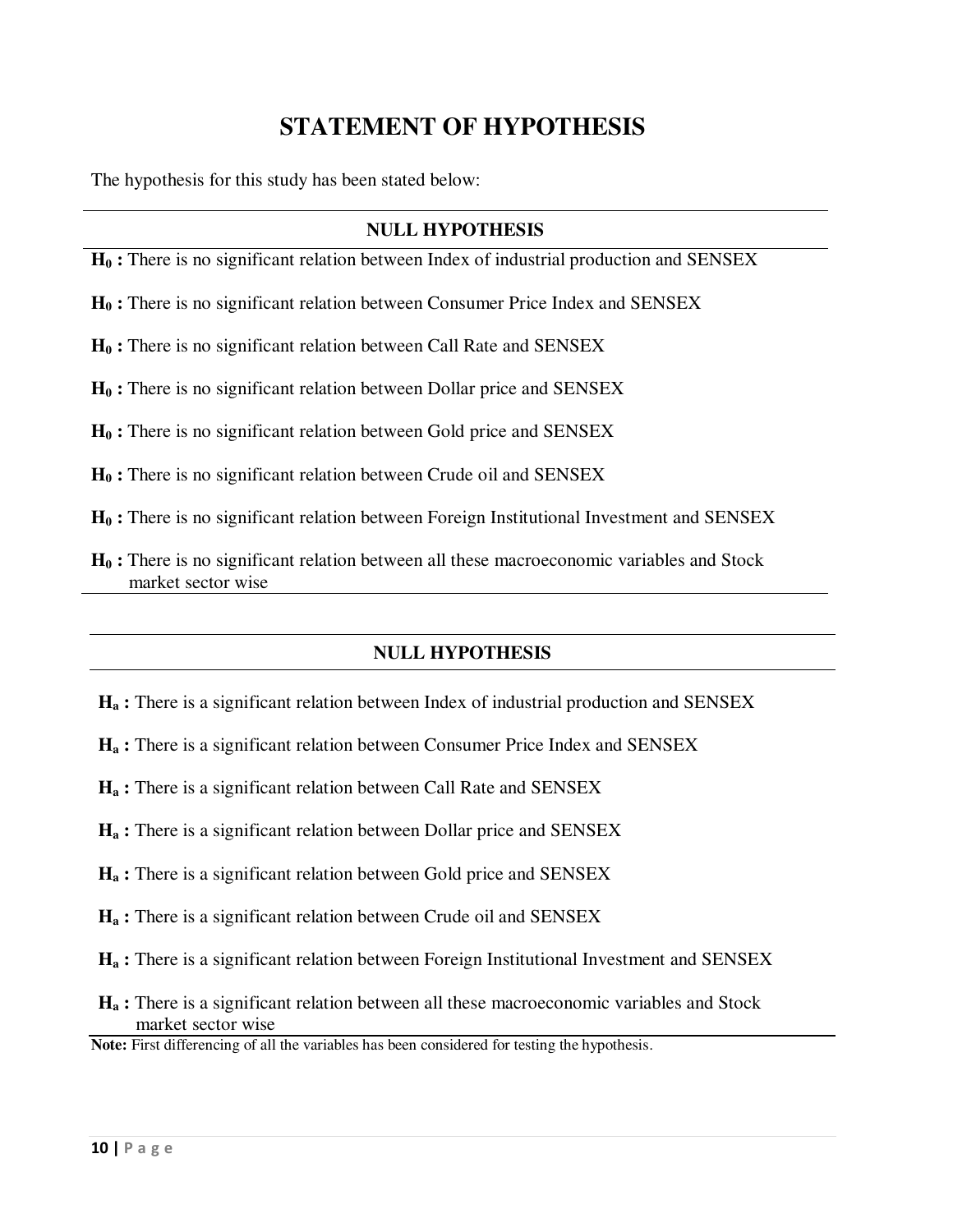# STATEMENT OF HYPOTHESIS

The hypothesis for this study has been stated below:

| NULL HYPOTHESIS |
|---|
| **$H_0$ :** There is no significant relation between Index of industrial production and SENSEX |
| **$H_0$ :** There is no significant relation between Consumer Price Index and SENSEX |
| **$H_0$ :** There is no significant relation between Call Rate and SENSEX |
| **$H_0$ :** There is no significant relation between Dollar price and SENSEX |
| **$H_0$ :** There is no significant relation between Gold price and SENSEX |
| **$H_0$ :** There is no significant relation between Crude oil and SENSEX |
| **$H_0$ :** There is no significant relation between Foreign Institutional Investment and SENSEX |
| **$H_0$ :** There is no significant relation between all these macroeconomic variables and Stock market sector wise |

| NULL HYPOTHESIS |
|---|
| **$H_a$ :** There is a significant relation between Index of industrial production and SENSEX |
| **$H_a$ :** There is a significant relation between Consumer Price Index and SENSEX |
| **$H_a$ :** There is a significant relation between Call Rate and SENSEX |
| **$H_a$ :** There is a significant relation between Dollar price and SENSEX |
| **$H_a$ :** There is a significant relation between Gold price and SENSEX |
| **$H_a$ :** There is a significant relation between Crude oil and SENSEX |
| **$H_a$ :** There is a significant relation between Foreign Institutional Investment and SENSEX |
| **$H_a$ :** There is a significant relation between all these macroeconomic variables and Stock market sector wise |

**Note:** First differencing of all the variables has been considered for testing the hypothesis.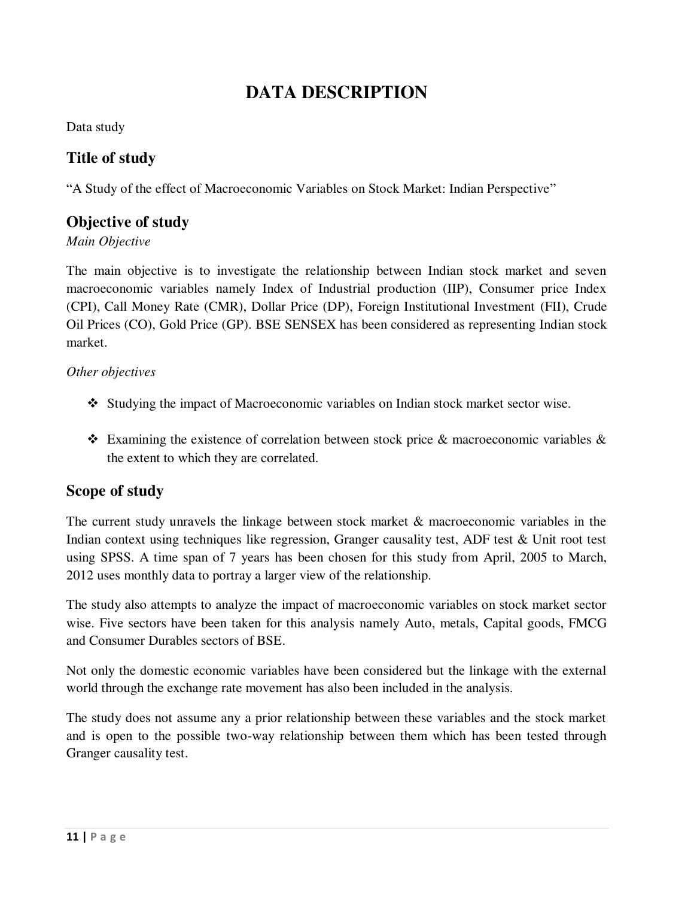# DATA DESCRIPTION

Data study

## Title of study

"A Study of the effect of Macroeconomic Variables on Stock Market: Indian Perspective"

## Objective of study

*Main Objective*

The main objective is to investigate the relationship between Indian stock market and seven macroeconomic variables namely Index of Industrial production (IIP), Consumer price Index (CPI), Call Money Rate (CMR), Dollar Price (DP), Foreign Institutional Investment (FII), Crude Oil Prices (CO), Gold Price (GP). BSE SENSEX has been considered as representing Indian stock market.

*Other objectives*

- ❖ Studying the impact of Macroeconomic variables on Indian stock market sector wise.
- ❖ Examining the existence of correlation between stock price & macroeconomic variables & the extent to which they are correlated.

## Scope of study

The current study unravels the linkage between stock market & macroeconomic variables in the Indian context using techniques like regression, Granger causality test, ADF test & Unit root test using SPSS. A time span of 7 years has been chosen for this study from April, 2005 to March, 2012 uses monthly data to portray a larger view of the relationship.

The study also attempts to analyze the impact of macroeconomic variables on stock market sector wise. Five sectors have been taken for this analysis namely Auto, metals, Capital goods, FMCG and Consumer Durables sectors of BSE.

Not only the domestic economic variables have been considered but the linkage with the external world through the exchange rate movement has also been included in the analysis.

The study does not assume any a prior relationship between these variables and the stock market and is open to the possible two-way relationship between them which has been tested through Granger causality test.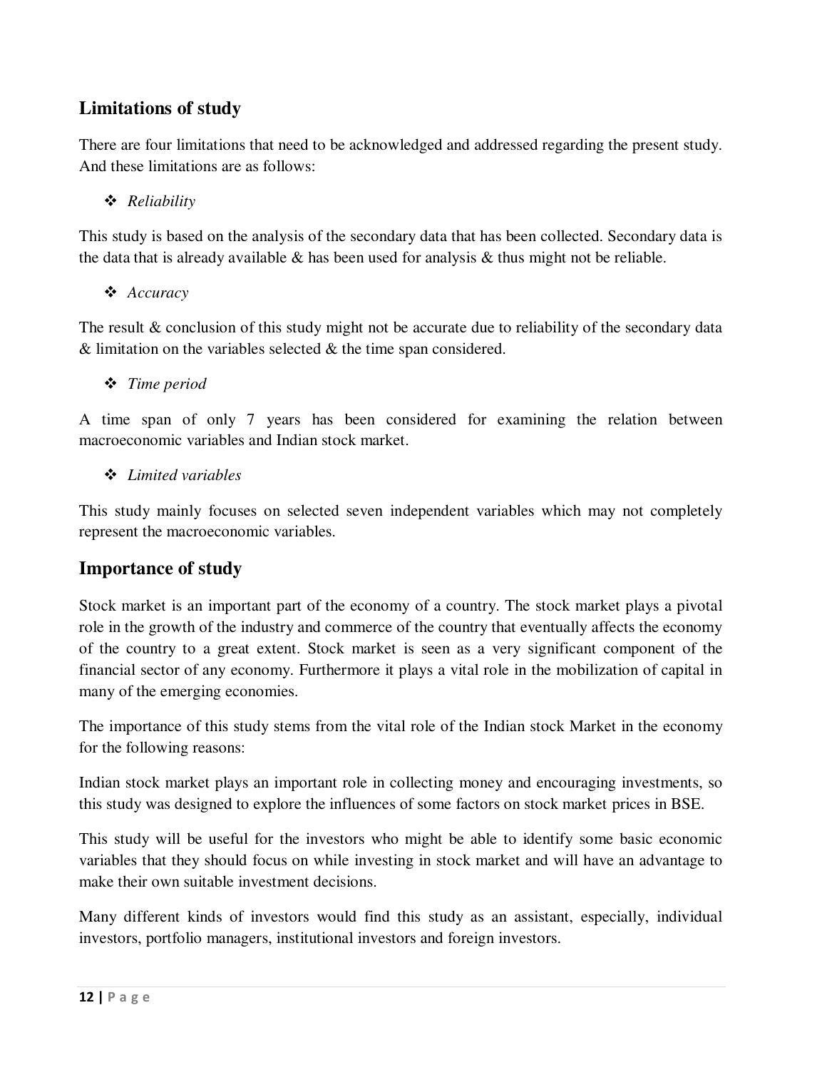## Limitations of study

There are four limitations that need to be acknowledged and addressed regarding the present study. And these limitations are as follows:

- *Reliability*

This study is based on the analysis of the secondary data that has been collected. Secondary data is the data that is already available & has been used for analysis & thus might not be reliable.

- *Accuracy*

The result & conclusion of this study might not be accurate due to reliability of the secondary data & limitation on the variables selected & the time span considered.

- *Time period*

A time span of only 7 years has been considered for examining the relation between macroeconomic variables and Indian stock market.

- *Limited variables*

This study mainly focuses on selected seven independent variables which may not completely represent the macroeconomic variables.

## Importance of study

Stock market is an important part of the economy of a country. The stock market plays a pivotal role in the growth of the industry and commerce of the country that eventually affects the economy of the country to a great extent. Stock market is seen as a very significant component of the financial sector of any economy. Furthermore it plays a vital role in the mobilization of capital in many of the emerging economies.

The importance of this study stems from the vital role of the Indian stock Market in the economy for the following reasons:

Indian stock market plays an important role in collecting money and encouraging investments, so this study was designed to explore the influences of some factors on stock market prices in BSE.

This study will be useful for the investors who might be able to identify some basic economic variables that they should focus on while investing in stock market and will have an advantage to make their own suitable investment decisions.

Many different kinds of investors would find this study as an assistant, especially, individual investors, portfolio managers, institutional investors and foreign investors.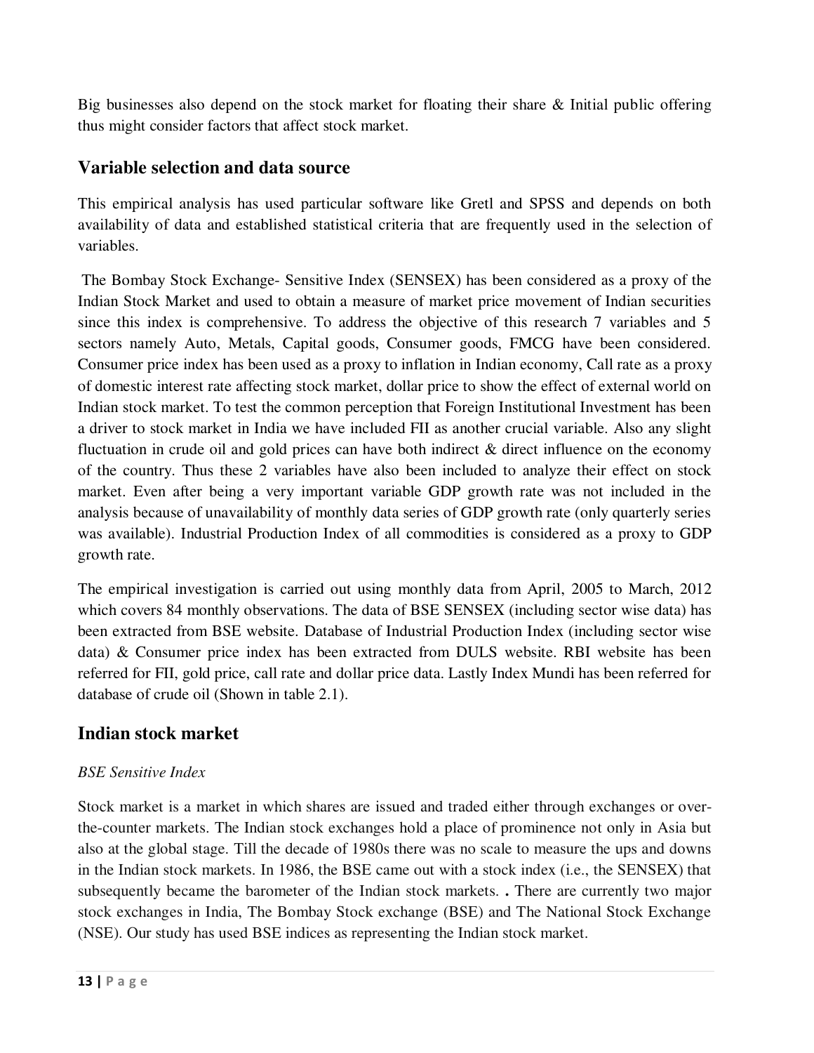Big businesses also depend on the stock market for floating their share & Initial public offering thus might consider factors that affect stock market.

## Variable selection and data source

This empirical analysis has used particular software like Gretl and SPSS and depends on both availability of data and established statistical criteria that are frequently used in the selection of variables.

The Bombay Stock Exchange- Sensitive Index (SENSEX) has been considered as a proxy of the Indian Stock Market and used to obtain a measure of market price movement of Indian securities since this index is comprehensive. To address the objective of this research 7 variables and 5 sectors namely Auto, Metals, Capital goods, Consumer goods, FMCG have been considered. Consumer price index has been used as a proxy to inflation in Indian economy, Call rate as a proxy of domestic interest rate affecting stock market, dollar price to show the effect of external world on Indian stock market. To test the common perception that Foreign Institutional Investment has been a driver to stock market in India we have included FII as another crucial variable. Also any slight fluctuation in crude oil and gold prices can have both indirect & direct influence on the economy of the country. Thus these 2 variables have also been included to analyze their effect on stock market. Even after being a very important variable GDP growth rate was not included in the analysis because of unavailability of monthly data series of GDP growth rate (only quarterly series was available). Industrial Production Index of all commodities is considered as a proxy to GDP growth rate.

The empirical investigation is carried out using monthly data from April, 2005 to March, 2012 which covers 84 monthly observations. The data of BSE SENSEX (including sector wise data) has been extracted from BSE website. Database of Industrial Production Index (including sector wise data) & Consumer price index has been extracted from DULS website. RBI website has been referred for FII, gold price, call rate and dollar price data. Lastly Index Mundi has been referred for database of crude oil (Shown in table 2.1).

## Indian stock market

*BSE Sensitive Index*

Stock market is a market in which shares are issued and traded either through exchanges or over-the-counter markets. The Indian stock exchanges hold a place of prominence not only in Asia but also at the global stage. Till the decade of 1980s there was no scale to measure the ups and downs in the Indian stock markets. In 1986, the BSE came out with a stock index (i.e., the SENSEX) that subsequently became the barometer of the Indian stock markets. **.** There are currently two major stock exchanges in India, The Bombay Stock exchange (BSE) and The National Stock Exchange (NSE). Our study has used BSE indices as representing the Indian stock market.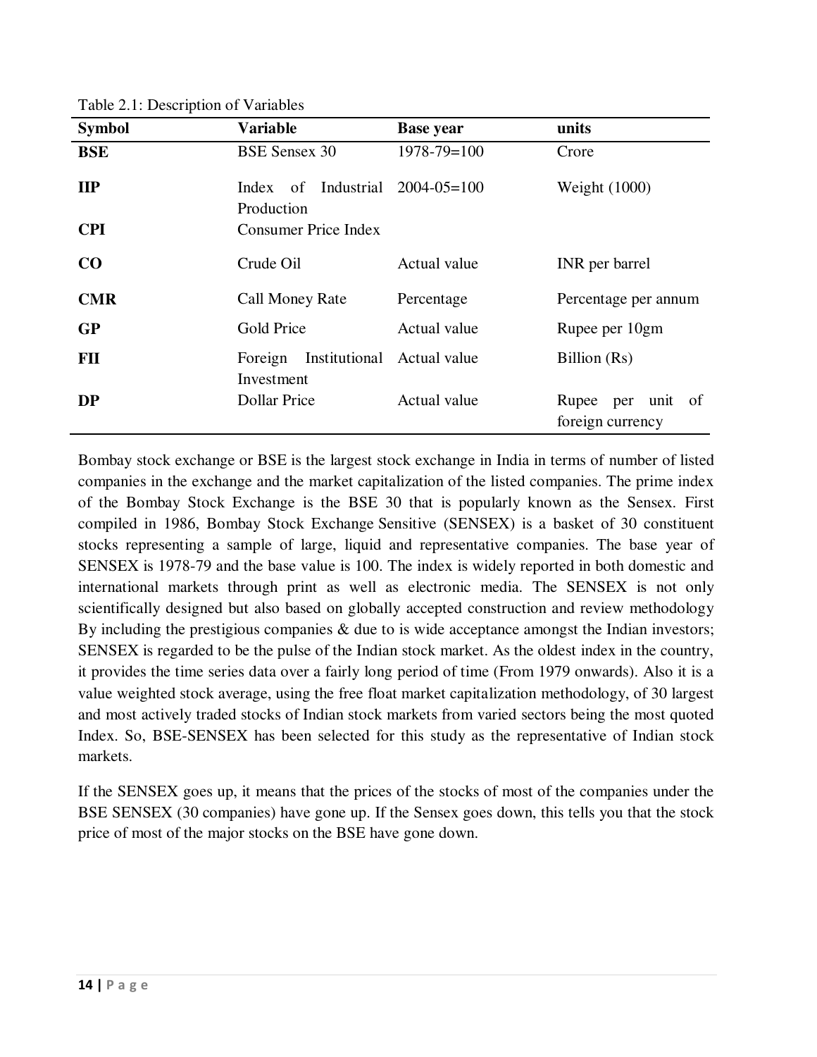Table 2.1: Description of Variables

| Symbol | Variable | Base year | units |
|---|---|---|---|
| **BSE** | BSE Sensex 30 | 1978-79=100 | Crore |
| **IIP** | Index of Industrial Production | 2004-05=100 | Weight (1000) |
| **CPI** | Consumer Price Index | | |
| **CO** | Crude Oil | Actual value | INR per barrel |
| **CMR** | Call Money Rate | Percentage | Percentage per annum |
| **GP** | Gold Price | Actual value | Rupee per 10gm |
| **FII** | Foreign Institutional Investment | Actual value | Billion (Rs) |
| **DP** | Dollar Price | Actual value | Rupee per unit of foreign currency |

Bombay stock exchange or BSE is the largest stock exchange in India in terms of number of listed companies in the exchange and the market capitalization of the listed companies. The prime index of the Bombay Stock Exchange is the BSE 30 that is popularly known as the Sensex. First compiled in 1986, Bombay Stock Exchange Sensitive (SENSEX) is a basket of 30 constituent stocks representing a sample of large, liquid and representative companies. The base year of SENSEX is 1978-79 and the base value is 100. The index is widely reported in both domestic and international markets through print as well as electronic media. The SENSEX is not only scientifically designed but also based on globally accepted construction and review methodology By including the prestigious companies & due to is wide acceptance amongst the Indian investors; SENSEX is regarded to be the pulse of the Indian stock market. As the oldest index in the country, it provides the time series data over a fairly long period of time (From 1979 onwards). Also it is a value weighted stock average, using the free float market capitalization methodology, of 30 largest and most actively traded stocks of Indian stock markets from varied sectors being the most quoted Index. So, BSE-SENSEX has been selected for this study as the representative of Indian stock markets.

If the SENSEX goes up, it means that the prices of the stocks of most of the companies under the BSE SENSEX (30 companies) have gone up. If the Sensex goes down, this tells you that the stock price of most of the major stocks on the BSE have gone down.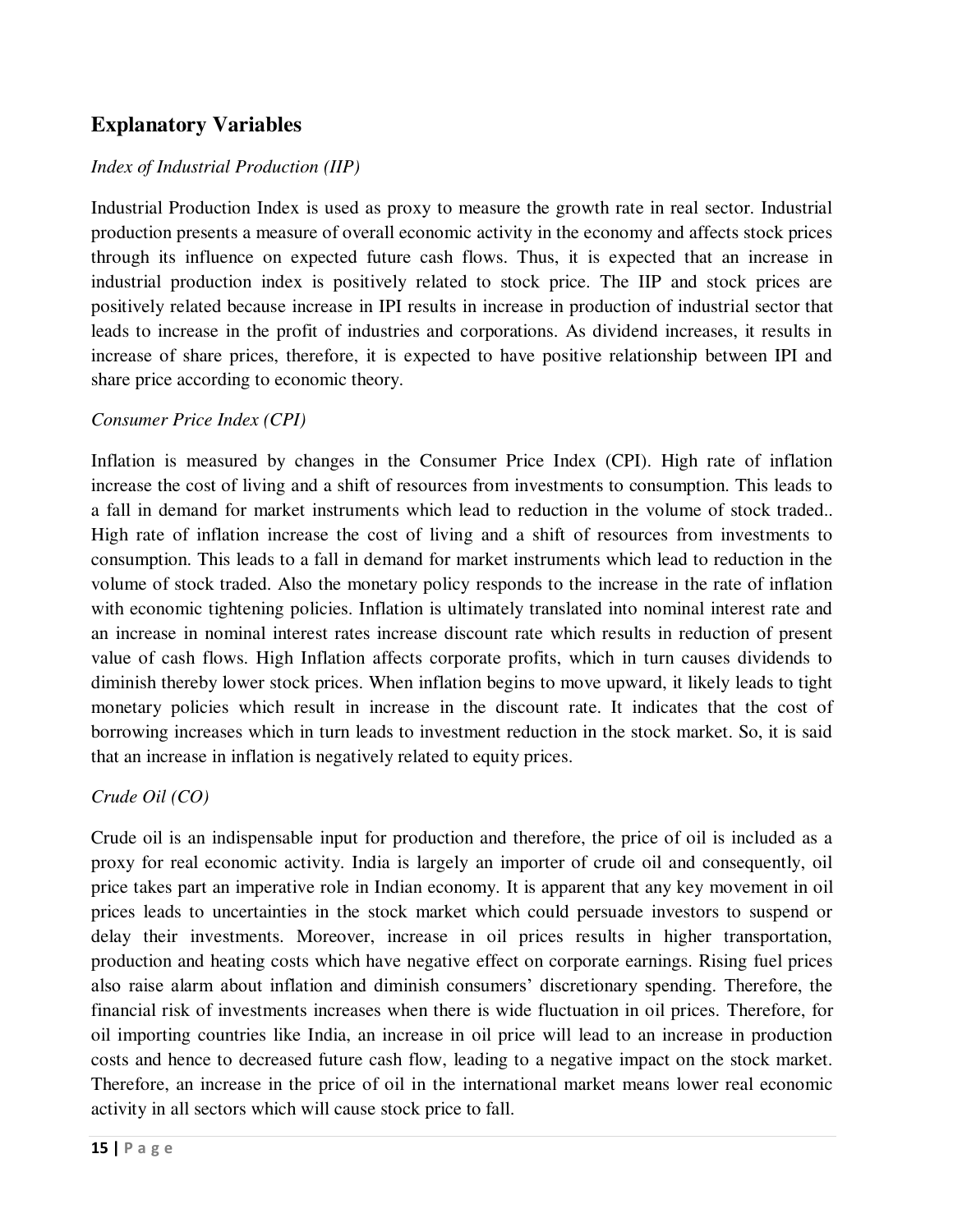## Explanatory Variables

*Index of Industrial Production (IIP)*

Industrial Production Index is used as proxy to measure the growth rate in real sector. Industrial production presents a measure of overall economic activity in the economy and affects stock prices through its influence on expected future cash flows. Thus, it is expected that an increase in industrial production index is positively related to stock price. The IIP and stock prices are positively related because increase in IPI results in increase in production of industrial sector that leads to increase in the profit of industries and corporations. As dividend increases, it results in increase of share prices, therefore, it is expected to have positive relationship between IPI and share price according to economic theory.

*Consumer Price Index (CPI)*

Inflation is measured by changes in the Consumer Price Index (CPI). High rate of inflation increase the cost of living and a shift of resources from investments to consumption. This leads to a fall in demand for market instruments which lead to reduction in the volume of stock traded.. High rate of inflation increase the cost of living and a shift of resources from investments to consumption. This leads to a fall in demand for market instruments which lead to reduction in the volume of stock traded. Also the monetary policy responds to the increase in the rate of inflation with economic tightening policies. Inflation is ultimately translated into nominal interest rate and an increase in nominal interest rates increase discount rate which results in reduction of present value of cash flows. High Inflation affects corporate profits, which in turn causes dividends to diminish thereby lower stock prices. When inflation begins to move upward, it likely leads to tight monetary policies which result in increase in the discount rate. It indicates that the cost of borrowing increases which in turn leads to investment reduction in the stock market. So, it is said that an increase in inflation is negatively related to equity prices.

*Crude Oil (CO)*

Crude oil is an indispensable input for production and therefore, the price of oil is included as a proxy for real economic activity. India is largely an importer of crude oil and consequently, oil price takes part an imperative role in Indian economy. It is apparent that any key movement in oil prices leads to uncertainties in the stock market which could persuade investors to suspend or delay their investments. Moreover, increase in oil prices results in higher transportation, production and heating costs which have negative effect on corporate earnings. Rising fuel prices also raise alarm about inflation and diminish consumers' discretionary spending. Therefore, the financial risk of investments increases when there is wide fluctuation in oil prices. Therefore, for oil importing countries like India, an increase in oil price will lead to an increase in production costs and hence to decreased future cash flow, leading to a negative impact on the stock market. Therefore, an increase in the price of oil in the international market means lower real economic activity in all sectors which will cause stock price to fall.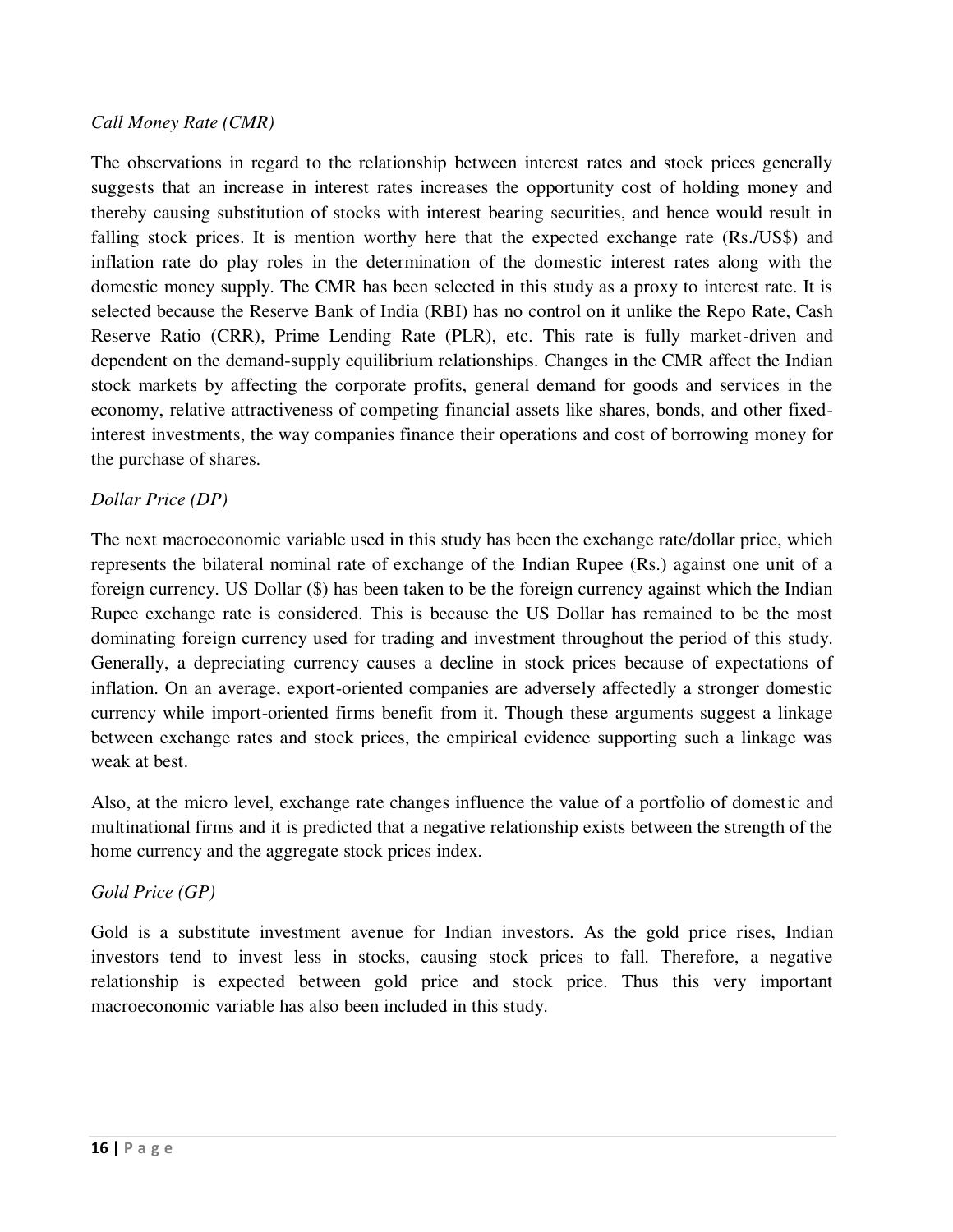*Call Money Rate (CMR)*

The observations in regard to the relationship between interest rates and stock prices generally suggests that an increase in interest rates increases the opportunity cost of holding money and thereby causing substitution of stocks with interest bearing securities, and hence would result in falling stock prices. It is mention worthy here that the expected exchange rate (Rs./US$) and inflation rate do play roles in the determination of the domestic interest rates along with the domestic money supply. The CMR has been selected in this study as a proxy to interest rate. It is selected because the Reserve Bank of India (RBI) has no control on it unlike the Repo Rate, Cash Reserve Ratio (CRR), Prime Lending Rate (PLR), etc. This rate is fully market-driven and dependent on the demand-supply equilibrium relationships. Changes in the CMR affect the Indian stock markets by affecting the corporate profits, general demand for goods and services in the economy, relative attractiveness of competing financial assets like shares, bonds, and other fixed-interest investments, the way companies finance their operations and cost of borrowing money for the purchase of shares.

*Dollar Price (DP)*

The next macroeconomic variable used in this study has been the exchange rate/dollar price, which represents the bilateral nominal rate of exchange of the Indian Rupee (Rs.) against one unit of a foreign currency. US Dollar ($) has been taken to be the foreign currency against which the Indian Rupee exchange rate is considered. This is because the US Dollar has remained to be the most dominating foreign currency used for trading and investment throughout the period of this study. Generally, a depreciating currency causes a decline in stock prices because of expectations of inflation. On an average, export-oriented companies are adversely affectedly a stronger domestic currency while import-oriented firms benefit from it. Though these arguments suggest a linkage between exchange rates and stock prices, the empirical evidence supporting such a linkage was weak at best.

Also, at the micro level, exchange rate changes influence the value of a portfolio of domestic and multinational firms and it is predicted that a negative relationship exists between the strength of the home currency and the aggregate stock prices index.

*Gold Price (GP)*

Gold is a substitute investment avenue for Indian investors. As the gold price rises, Indian investors tend to invest less in stocks, causing stock prices to fall. Therefore, a negative relationship is expected between gold price and stock price. Thus this very important macroeconomic variable has also been included in this study.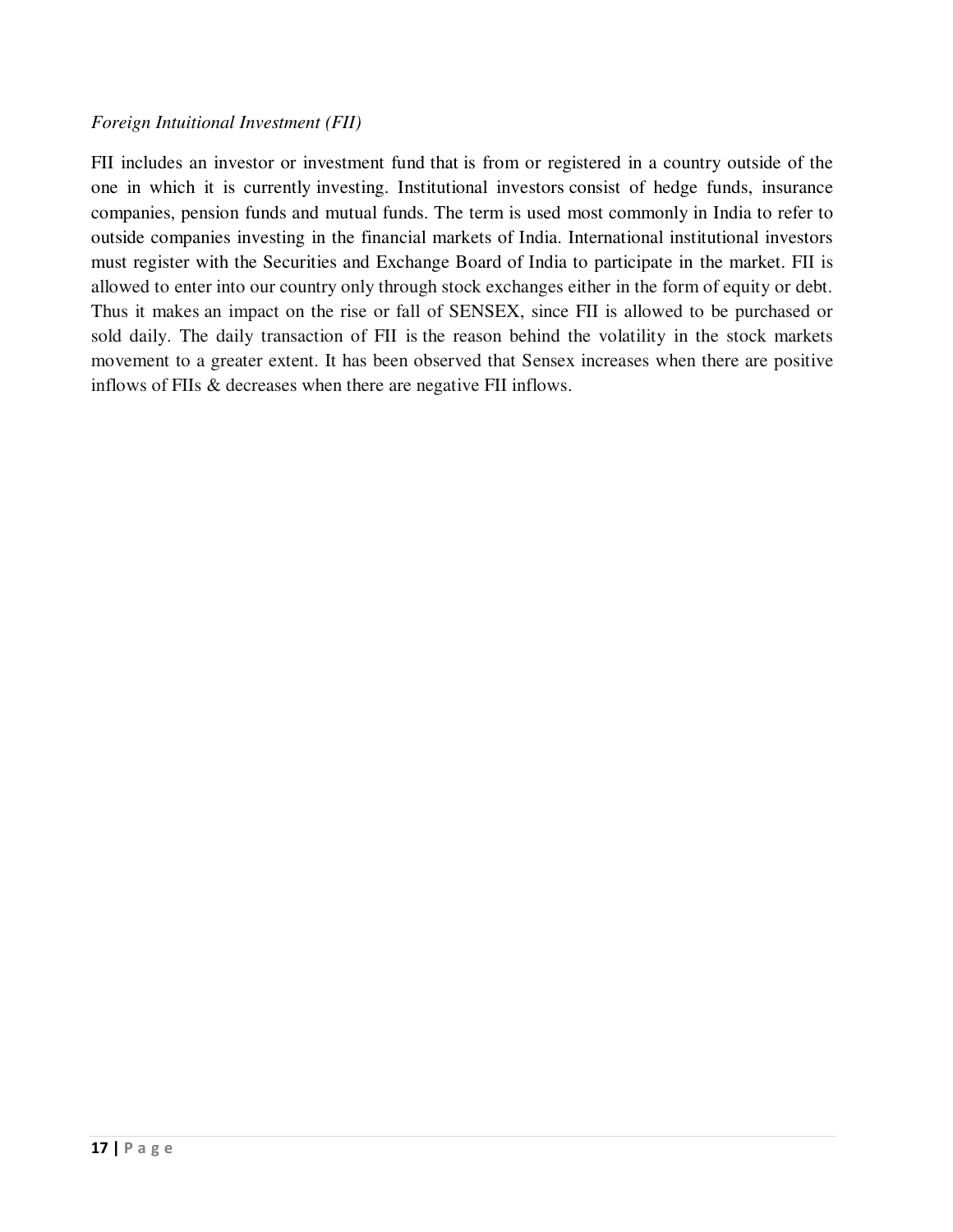*Foreign Intuitional Investment (FII)*

FII includes an investor or investment fund that is from or registered in a country outside of the one in which it is currently investing. Institutional investors consist of hedge funds, insurance companies, pension funds and mutual funds. The term is used most commonly in India to refer to outside companies investing in the financial markets of India. International institutional investors must register with the Securities and Exchange Board of India to participate in the market. FII is allowed to enter into our country only through stock exchanges either in the form of equity or debt. Thus it makes an impact on the rise or fall of SENSEX, since FII is allowed to be purchased or sold daily. The daily transaction of FII is the reason behind the volatility in the stock markets movement to a greater extent. It has been observed that Sensex increases when there are positive inflows of FIIs & decreases when there are negative FII inflows.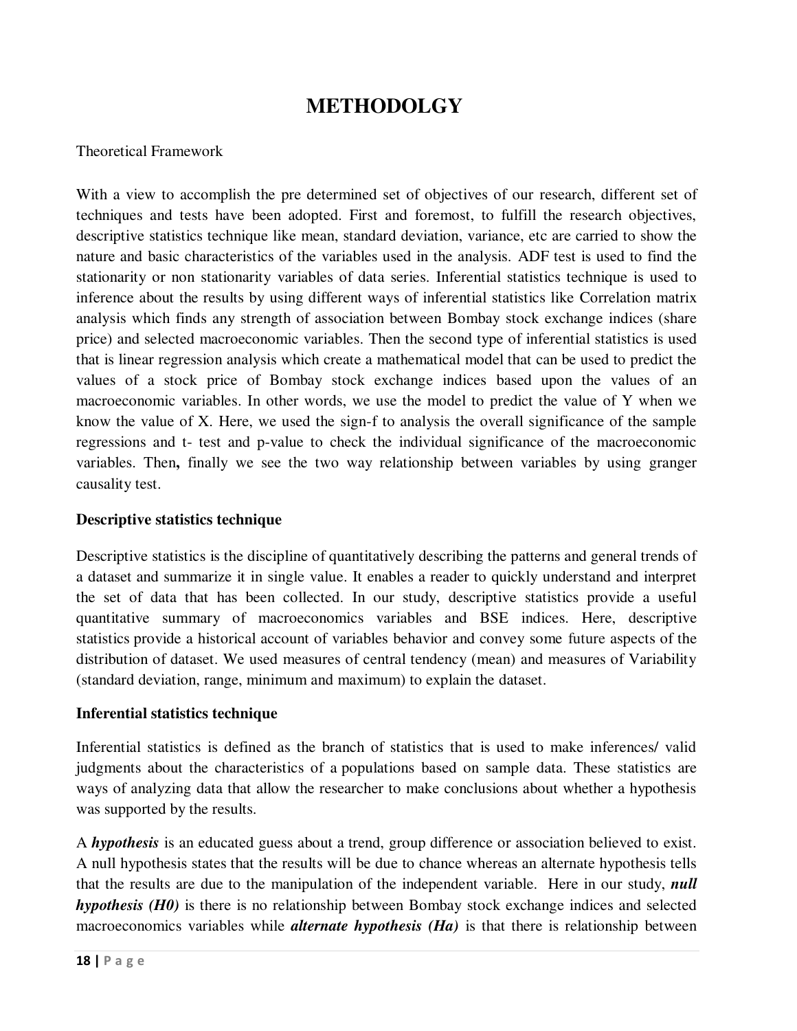# METHODOLGY

Theoretical Framework

With a view to accomplish the pre determined set of objectives of our research, different set of techniques and tests have been adopted. First and foremost, to fulfill the research objectives, descriptive statistics technique like mean, standard deviation, variance, etc are carried to show the nature and basic characteristics of the variables used in the analysis. ADF test is used to find the stationarity or non stationarity variables of data series. Inferential statistics technique is used to inference about the results by using different ways of inferential statistics like Correlation matrix analysis which finds any strength of association between Bombay stock exchange indices (share price) and selected macroeconomic variables. Then the second type of inferential statistics is used that is linear regression analysis which create a mathematical model that can be used to predict the values of a stock price of Bombay stock exchange indices based upon the values of an macroeconomic variables. In other words, we use the model to predict the value of Y when we know the value of X. Here, we used the sign-f to analysis the overall significance of the sample regressions and t- test and p-value to check the individual significance of the macroeconomic variables. Then**,** finally we see the two way relationship between variables by using granger causality test.

**Descriptive statistics technique**

Descriptive statistics is the discipline of quantitatively describing the patterns and general trends of a dataset and summarize it in single value. It enables a reader to quickly understand and interpret the set of data that has been collected. In our study, descriptive statistics provide a useful quantitative summary of macroeconomics variables and BSE indices. Here, descriptive statistics provide a historical account of variables behavior and convey some future aspects of the distribution of dataset. We used measures of central tendency (mean) and measures of Variability (standard deviation, range, minimum and maximum) to explain the dataset.

**Inferential statistics technique**

Inferential statistics is defined as the branch of statistics that is used to make inferences/ valid judgments about the characteristics of a populations based on sample data. These statistics are ways of analyzing data that allow the researcher to make conclusions about whether a hypothesis was supported by the results.

A ***hypothesis*** is an educated guess about a trend, group difference or association believed to exist. A null hypothesis states that the results will be due to chance whereas an alternate hypothesis tells that the results are due to the manipulation of the independent variable. Here in our study, ***null hypothesis (H0)*** is there is no relationship between Bombay stock exchange indices and selected macroeconomics variables while ***alternate hypothesis (Ha)*** is that there is relationship between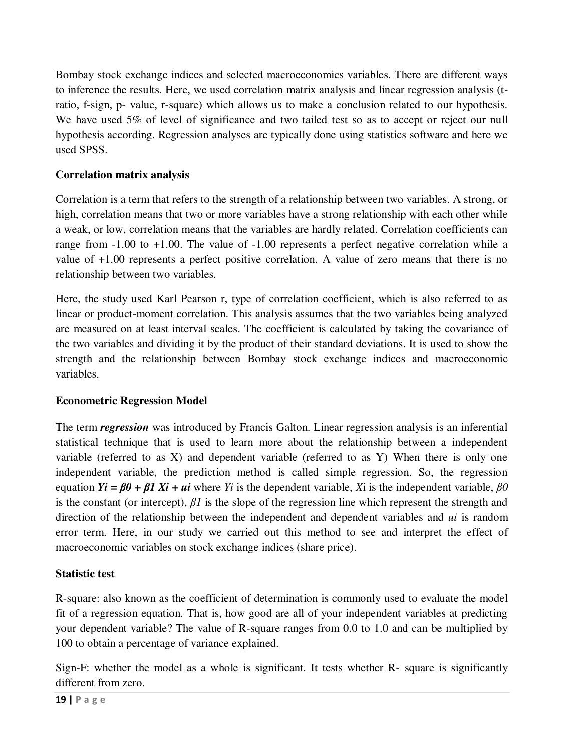Bombay stock exchange indices and selected macroeconomics variables. There are different ways to inference the results. Here, we used correlation matrix analysis and linear regression analysis (t-ratio, f-sign, p- value, r-square) which allows us to make a conclusion related to our hypothesis. We have used 5% of level of significance and two tailed test so as to accept or reject our null hypothesis according. Regression analyses are typically done using statistics software and here we used SPSS.

**Correlation matrix analysis**

Correlation is a term that refers to the strength of a relationship between two variables. A strong, or high, correlation means that two or more variables have a strong relationship with each other while a weak, or low, correlation means that the variables are hardly related. Correlation coefficients can range from -1.00 to +1.00. The value of -1.00 represents a perfect negative correlation while a value of +1.00 represents a perfect positive correlation. A value of zero means that there is no relationship between two variables.

Here, the study used Karl Pearson r, type of correlation coefficient, which is also referred to as linear or product-moment correlation. This analysis assumes that the two variables being analyzed are measured on at least interval scales. The coefficient is calculated by taking the covariance of the two variables and dividing it by the product of their standard deviations. It is used to show the strength and the relationship between Bombay stock exchange indices and macroeconomic variables.

**Econometric Regression Model**

The term ***regression*** was introduced by Francis Galton. Linear regression analysis is an inferential statistical technique that is used to learn more about the relationship between a independent variable (referred to as X) and dependent variable (referred to as Y) When there is only one independent variable, the prediction method is called simple regression. So, the regression equation $Y_i = \beta_0 + \beta_1 X_i + u_i$ where $Y_i$ is the dependent variable, $X_i$ is the independent variable, $\beta_0$ is the constant (or intercept), $\beta_1$ is the slope of the regression line which represent the strength and direction of the relationship between the independent and dependent variables and $u_i$ is random error term. Here, in our study we carried out this method to see and interpret the effect of macroeconomic variables on stock exchange indices (share price).

**Statistic test**

R-square: also known as the coefficient of determination is commonly used to evaluate the model fit of a regression equation. That is, how good are all of your independent variables at predicting your dependent variable? The value of R-square ranges from 0.0 to 1.0 and can be multiplied by 100 to obtain a percentage of variance explained.

Sign-F: whether the model as a whole is significant. It tests whether R- square is significantly different from zero.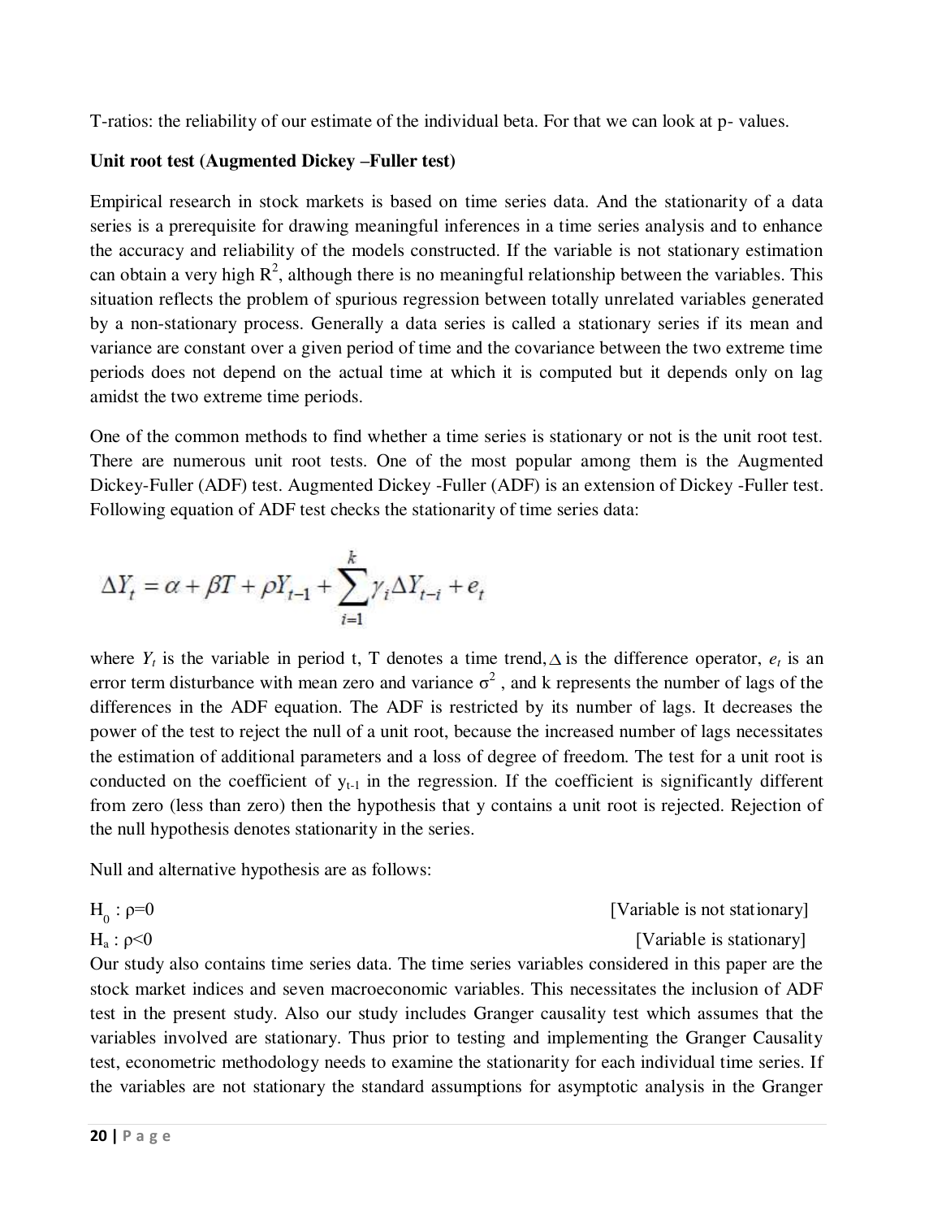T-ratios: the reliability of our estimate of the individual beta. For that we can look at p- values.

**Unit root test (Augmented Dickey –Fuller test)**

Empirical research in stock markets is based on time series data. And the stationarity of a data series is a prerequisite for drawing meaningful inferences in a time series analysis and to enhance the accuracy and reliability of the models constructed. If the variable is not stationary estimation can obtain a very high $R^2$, although there is no meaningful relationship between the variables. This situation reflects the problem of spurious regression between totally unrelated variables generated by a non-stationary process. Generally a data series is called a stationary series if its mean and variance are constant over a given period of time and the covariance between the two extreme time periods does not depend on the actual time at which it is computed but it depends only on lag amidst the two extreme time periods.

One of the common methods to find whether a time series is stationary or not is the unit root test. There are numerous unit root tests. One of the most popular among them is the Augmented Dickey-Fuller (ADF) test. Augmented Dickey -Fuller (ADF) is an extension of Dickey -Fuller test. Following equation of ADF test checks the stationarity of time series data:

$$\Delta Y_t = \alpha + \beta T + \rho Y_{t-1} + \sum_{i=1}^{k} \gamma_i \Delta Y_{t-i} + e_t$$

where $Y_t$ is the variable in period t, T denotes a time trend, $\Delta$ is the difference operator, $e_t$ is an error term disturbance with mean zero and variance $\sigma^2$ , and k represents the number of lags of the differences in the ADF equation. The ADF is restricted by its number of lags. It decreases the power of the test to reject the null of a unit root, because the increased number of lags necessitates the estimation of additional parameters and a loss of degree of freedom. The test for a unit root is conducted on the coefficient of $y_{t-1}$ in the regression. If the coefficient is significantly different from zero (less than zero) then the hypothesis that y contains a unit root is rejected. Rejection of the null hypothesis denotes stationarity in the series.

Null and alternative hypothesis are as follows:

$H_0 : \rho=0$ [Variable is not stationary]

$H_a : \rho<0$ [Variable is stationary]

Our study also contains time series data. The time series variables considered in this paper are the stock market indices and seven macroeconomic variables. This necessitates the inclusion of ADF test in the present study. Also our study includes Granger causality test which assumes that the variables involved are stationary. Thus prior to testing and implementing the Granger Causality test, econometric methodology needs to examine the stationarity for each individual time series. If the variables are not stationary the standard assumptions for asymptotic analysis in the Granger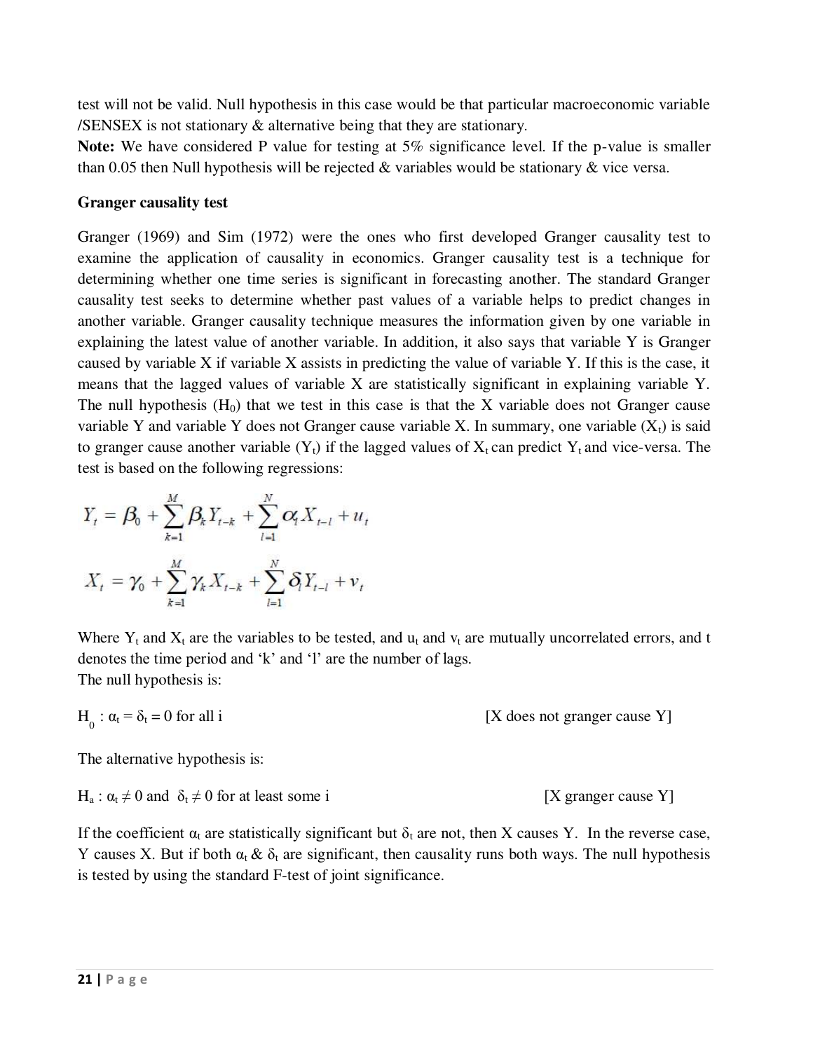test will not be valid. Null hypothesis in this case would be that particular macroeconomic variable /SENSEX is not stationary & alternative being that they are stationary.

**Note:** We have considered P value for testing at 5% significance level. If the p-value is smaller than 0.05 then Null hypothesis will be rejected & variables would be stationary & vice versa.

**Granger causality test**

Granger (1969) and Sim (1972) were the ones who first developed Granger causality test to examine the application of causality in economics. Granger causality test is a technique for determining whether one time series is significant in forecasting another. The standard Granger causality test seeks to determine whether past values of a variable helps to predict changes in another variable. Granger causality technique measures the information given by one variable in explaining the latest value of another variable. In addition, it also says that variable Y is Granger caused by variable X if variable X assists in predicting the value of variable Y. If this is the case, it means that the lagged values of variable X are statistically significant in explaining variable Y. The null hypothesis ($H_0$) that we test in this case is that the X variable does not Granger cause variable Y and variable Y does not Granger cause variable X. In summary, one variable ($X_t$) is said to granger cause another variable ($Y_t$) if the lagged values of $X_t$ can predict $Y_t$ and vice-versa. The test is based on the following regressions:

$$Y_t = \beta_0 + \sum_{k=1}^{M} \beta_k Y_{t-k} + \sum_{l=1}^{N} \alpha_l X_{t-l} + u_t$$

$$X_t = \gamma_0 + \sum_{k=1}^{M} \gamma_k X_{t-k} + \sum_{l=1}^{N} \delta_l Y_{t-l} + v_t$$

Where $Y_t$ and $X_t$ are the variables to be tested, and $u_t$ and $v_t$ are mutually uncorrelated errors, and t denotes the time period and 'k' and 'l' are the number of lags.

The null hypothesis is:

$H_0 : \alpha_t = \delta_t = 0$ for all i [X does not granger cause Y]

The alternative hypothesis is:

$H_a : \alpha_t \neq 0$ and $\delta_t \neq 0$ for at least some i [X granger cause Y]

If the coefficient $\alpha_t$ are statistically significant but $\delta_t$ are not, then X causes Y. In the reverse case, Y causes X. But if both $\alpha_t$ & $\delta_t$ are significant, then causality runs both ways. The null hypothesis is tested by using the standard F-test of joint significance.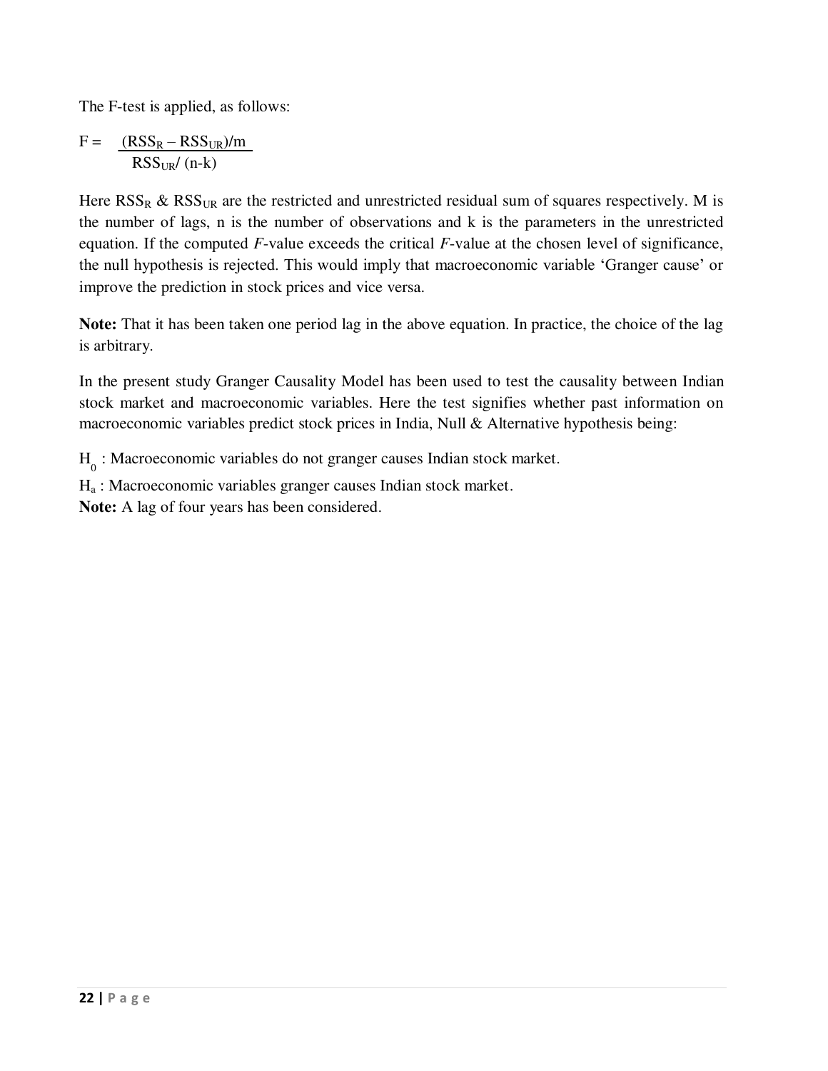The F-test is applied, as follows:

$$F = \frac{(RSS_R - RSS_{UR})/m}{RSS_{UR}/(n-k)}$$

Here $RSS_R$ & $RSS_{UR}$ are the restricted and unrestricted residual sum of squares respectively. M is the number of lags, n is the number of observations and k is the parameters in the unrestricted equation. If the computed *F*-value exceeds the critical *F*-value at the chosen level of significance, the null hypothesis is rejected. This would imply that macroeconomic variable 'Granger cause' or improve the prediction in stock prices and vice versa.

**Note:** That it has been taken one period lag in the above equation. In practice, the choice of the lag is arbitrary.

In the present study Granger Causality Model has been used to test the causality between Indian stock market and macroeconomic variables. Here the test signifies whether past information on macroeconomic variables predict stock prices in India, Null & Alternative hypothesis being:

$H_0$ : Macroeconomic variables do not granger causes Indian stock market.

$H_a$ : Macroeconomic variables granger causes Indian stock market.

**Note:** A lag of four years has been considered.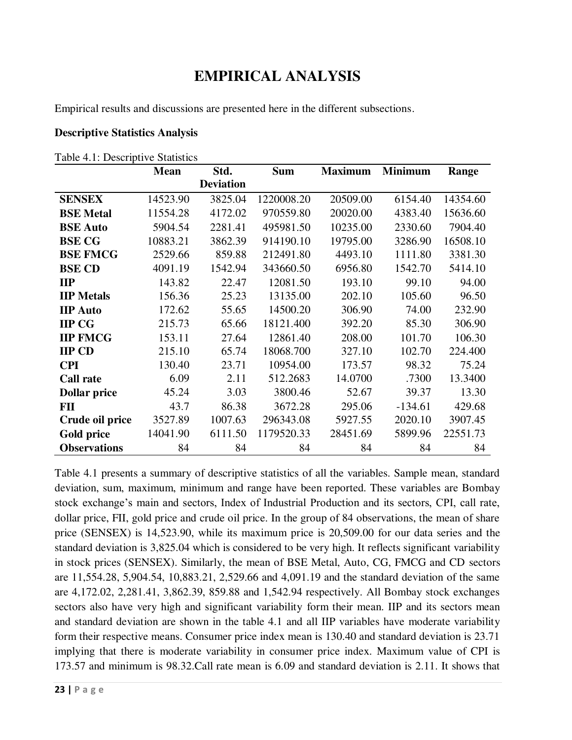# EMPIRICAL ANALYSIS

Empirical results and discussions are presented here in the different subsections.

**Descriptive Statistics Analysis**

Table 4.1: Descriptive Statistics

| | Mean | Std. Deviation | Sum | Maximum | Minimum | Range |
|---|---|---|---|---|---|---|
| **SENSEX** | 14523.90 | 3825.04 | 1220008.20 | 20509.00 | 6154.40 | 14354.60 |
| **BSE Metal** | 11554.28 | 4172.02 | 970559.80 | 20020.00 | 4383.40 | 15636.60 |
| **BSE Auto** | 5904.54 | 2281.41 | 495981.50 | 10235.00 | 2330.60 | 7904.40 |
| **BSE CG** | 10883.21 | 3862.39 | 914190.10 | 19795.00 | 3286.90 | 16508.10 |
| **BSE FMCG** | 2529.66 | 859.88 | 212491.80 | 4493.10 | 1111.80 | 3381.30 |
| **BSE CD** | 4091.19 | 1542.94 | 343660.50 | 6956.80 | 1542.70 | 5414.10 |
| **IIP** | 143.82 | 22.47 | 12081.50 | 193.10 | 99.10 | 94.00 |
| **IIP Metals** | 156.36 | 25.23 | 13135.00 | 202.10 | 105.60 | 96.50 |
| **IIP Auto** | 172.62 | 55.65 | 14500.20 | 306.90 | 74.00 | 232.90 |
| **IIP CG** | 215.73 | 65.66 | 18121.400 | 392.20 | 85.30 | 306.90 |
| **IIP FMCG** | 153.11 | 27.64 | 12861.40 | 208.00 | 101.70 | 106.30 |
| **IIP CD** | 215.10 | 65.74 | 18068.700 | 327.10 | 102.70 | 224.400 |
| **CPI** | 130.40 | 23.71 | 10954.00 | 173.57 | 98.32 | 75.24 |
| **Call rate** | 6.09 | 2.11 | 512.2683 | 14.0700 | .7300 | 13.3400 |
| **Dollar price** | 45.24 | 3.03 | 3800.46 | 52.67 | 39.37 | 13.30 |
| **FII** | 43.7 | 86.38 | 3672.28 | 295.06 | -134.61 | 429.68 |
| **Crude oil price** | 3527.89 | 1007.63 | 296343.08 | 5927.55 | 2020.10 | 3907.45 |
| **Gold price** | 14041.90 | 6111.50 | 1179520.33 | 28451.69 | 5899.96 | 22551.73 |
| **Observations** | 84 | 84 | 84 | 84 | 84 | 84 |

Table 4.1 presents a summary of descriptive statistics of all the variables. Sample mean, standard deviation, sum, maximum, minimum and range have been reported. These variables are Bombay stock exchange's main and sectors, Index of Industrial Production and its sectors, CPI, call rate, dollar price, FII, gold price and crude oil price. In the group of 84 observations, the mean of share price (SENSEX) is 14,523.90, while its maximum price is 20,509.00 for our data series and the standard deviation is 3,825.04 which is considered to be very high. It reflects significant variability in stock prices (SENSEX). Similarly, the mean of BSE Metal, Auto, CG, FMCG and CD sectors are 11,554.28, 5,904.54, 10,883.21, 2,529.66 and 4,091.19 and the standard deviation of the same are 4,172.02, 2,281.41, 3,862.39, 859.88 and 1,542.94 respectively. All Bombay stock exchanges sectors also have very high and significant variability form their mean. IIP and its sectors mean and standard deviation are shown in the table 4.1 and all IIP variables have moderate variability form their respective means. Consumer price index mean is 130.40 and standard deviation is 23.71 implying that there is moderate variability in consumer price index. Maximum value of CPI is 173.57 and minimum is 98.32.Call rate mean is 6.09 and standard deviation is 2.11. It shows that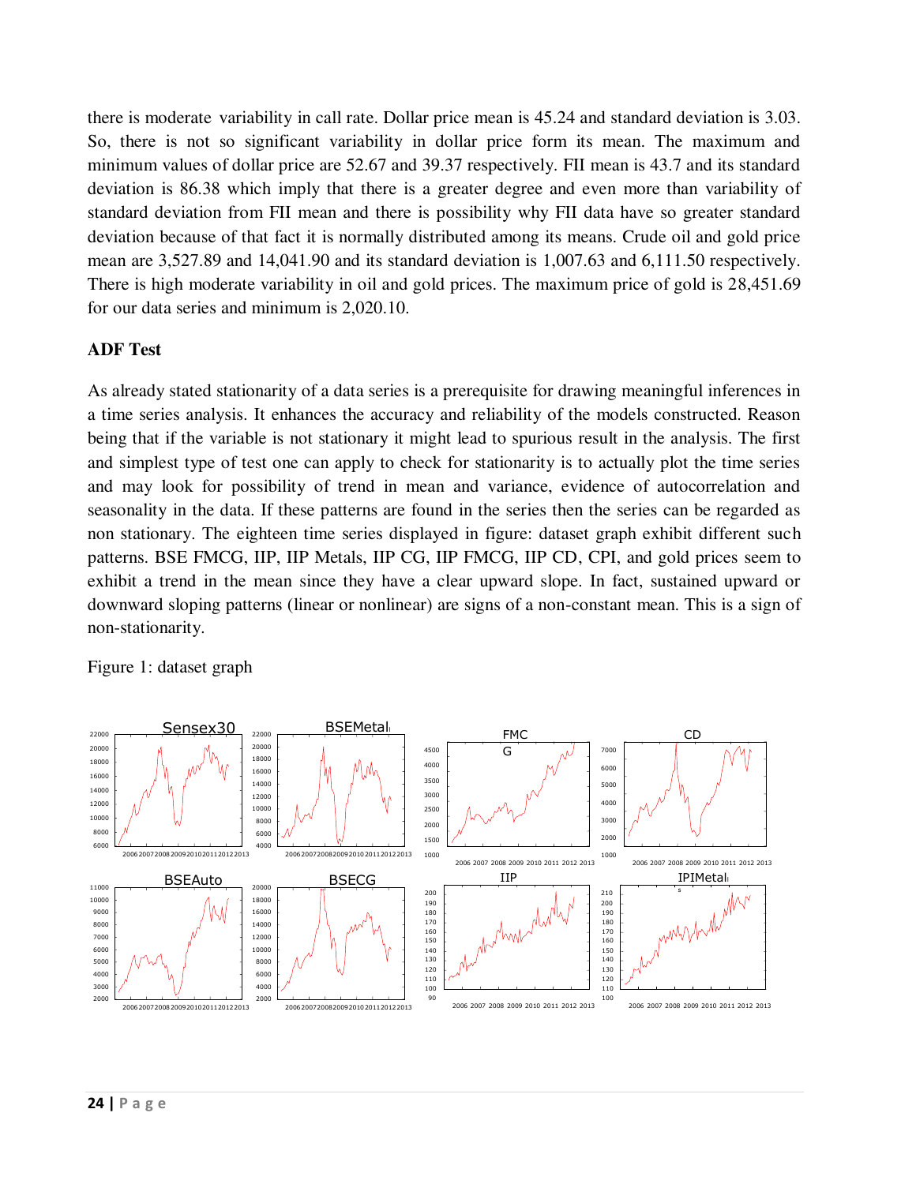there is moderate variability in call rate. Dollar price mean is 45.24 and standard deviation is 3.03. So, there is not so significant variability in dollar price form its mean. The maximum and minimum values of dollar price are 52.67 and 39.37 respectively. FII mean is 43.7 and its standard deviation is 86.38 which imply that there is a greater degree and even more than variability of standard deviation from FII mean and there is possibility why FII data have so greater standard deviation because of that fact it is normally distributed among its means. Crude oil and gold price mean are 3,527.89 and 14,041.90 and its standard deviation is 1,007.63 and 6,111.50 respectively. There is high moderate variability in oil and gold prices. The maximum price of gold is 28,451.69 for our data series and minimum is 2,020.10.

**ADF Test**

As already stated stationarity of a data series is a prerequisite for drawing meaningful inferences in a time series analysis. It enhances the accuracy and reliability of the models constructed. Reason being that if the variable is not stationary it might lead to spurious result in the analysis. The first and simplest type of test one can apply to check for stationarity is to actually plot the time series and may look for possibility of trend in mean and variance, evidence of autocorrelation and seasonality in the data. If these patterns are found in the series then the series can be regarded as non stationary. The eighteen time series displayed in figure: dataset graph exhibit different such patterns. BSE FMCG, IIP, IIP Metals, IIP CG, IIP FMCG, IIP CD, CPI, and gold prices seem to exhibit a trend in the mean since they have a clear upward slope. In fact, sustained upward or downward sloping patterns (linear or nonlinear) are signs of a non-constant mean. This is a sign of non-stationarity.

Figure 1: dataset graph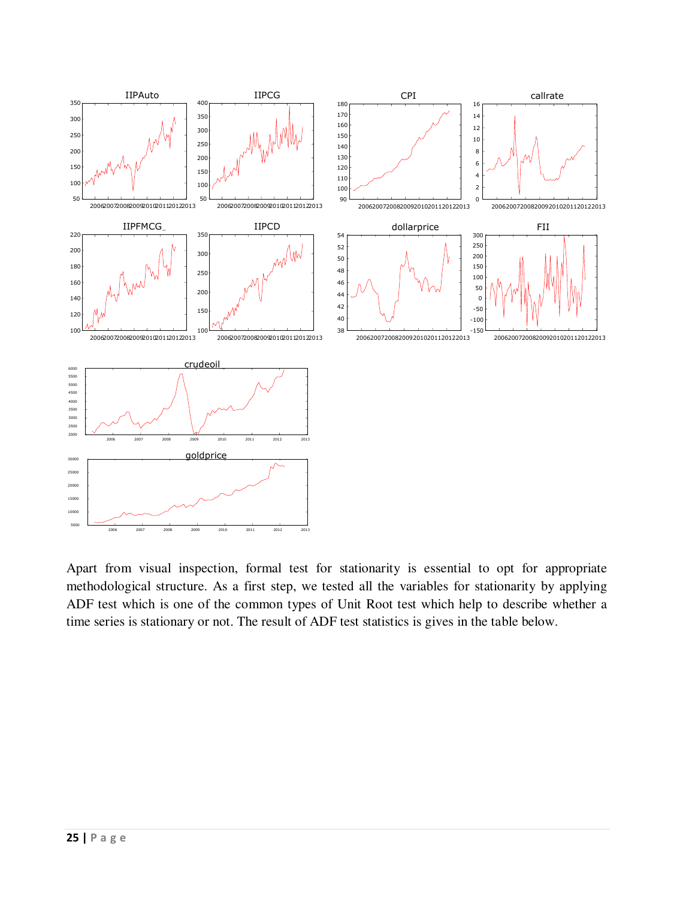Apart from visual inspection, formal test for stationarity is essential to opt for appropriate methodological structure. As a first step, we tested all the variables for stationarity by applying ADF test which is one of the common types of Unit Root test which help to describe whether a time series is stationary or not. The result of ADF test statistics is gives in the table below.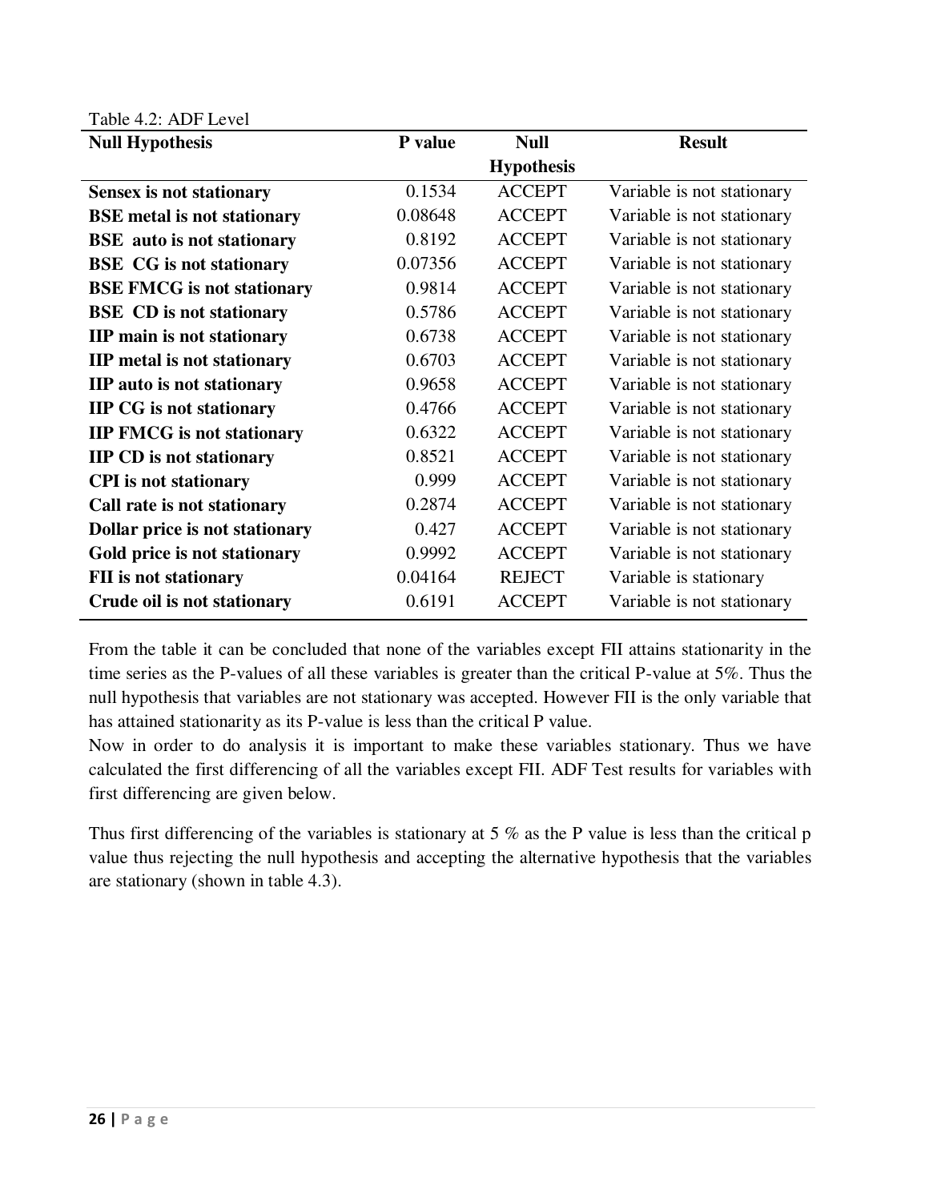Table 4.2: ADF Level

| Null Hypothesis | P value | Null Hypothesis | Result |
|---|---|---|---|
| **Sensex is not stationary** | 0.1534 | ACCEPT | Variable is not stationary |
| **BSE metal is not stationary** | 0.08648 | ACCEPT | Variable is not stationary |
| **BSE auto is not stationary** | 0.8192 | ACCEPT | Variable is not stationary |
| **BSE CG is not stationary** | 0.07356 | ACCEPT | Variable is not stationary |
| **BSE FMCG is not stationary** | 0.9814 | ACCEPT | Variable is not stationary |
| **BSE CD is not stationary** | 0.5786 | ACCEPT | Variable is not stationary |
| **IIP main is not stationary** | 0.6738 | ACCEPT | Variable is not stationary |
| **IIP metal is not stationary** | 0.6703 | ACCEPT | Variable is not stationary |
| **IIP auto is not stationary** | 0.9658 | ACCEPT | Variable is not stationary |
| **IIP CG is not stationary** | 0.4766 | ACCEPT | Variable is not stationary |
| **IIP FMCG is not stationary** | 0.6322 | ACCEPT | Variable is not stationary |
| **IIP CD is not stationary** | 0.8521 | ACCEPT | Variable is not stationary |
| **CPI is not stationary** | 0.999 | ACCEPT | Variable is not stationary |
| **Call rate is not stationary** | 0.2874 | ACCEPT | Variable is not stationary |
| **Dollar price is not stationary** | 0.427 | ACCEPT | Variable is not stationary |
| **Gold price is not stationary** | 0.9992 | ACCEPT | Variable is not stationary |
| **FII is not stationary** | 0.04164 | REJECT | Variable is stationary |
| **Crude oil is not stationary** | 0.6191 | ACCEPT | Variable is not stationary |

From the table it can be concluded that none of the variables except FII attains stationarity in the time series as the P-values of all these variables is greater than the critical P-value at 5%. Thus the null hypothesis that variables are not stationary was accepted. However FII is the only variable that has attained stationarity as its P-value is less than the critical P value.

Now in order to do analysis it is important to make these variables stationary. Thus we have calculated the first differencing of all the variables except FII. ADF Test results for variables with first differencing are given below.

Thus first differencing of the variables is stationary at 5 % as the P value is less than the critical p value thus rejecting the null hypothesis and accepting the alternative hypothesis that the variables are stationary (shown in table 4.3).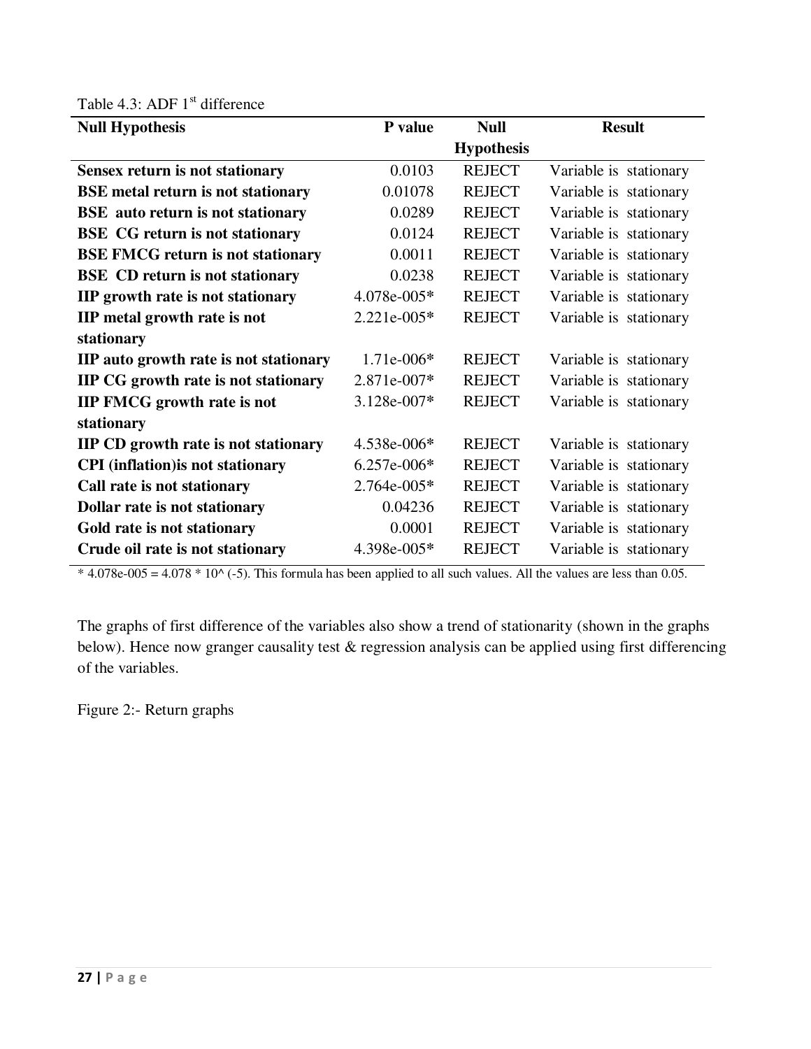Table 4.3: ADF 1st difference

| Null Hypothesis | P value | Null Hypothesis | Result |
|---|---|---|---|
| **Sensex return is not stationary** | 0.0103 | REJECT | Variable is stationary |
| **BSE metal return is not stationary** | 0.01078 | REJECT | Variable is stationary |
| **BSE auto return is not stationary** | 0.0289 | REJECT | Variable is stationary |
| **BSE CG return is not stationary** | 0.0124 | REJECT | Variable is stationary |
| **BSE FMCG return is not stationary** | 0.0011 | REJECT | Variable is stationary |
| **BSE CD return is not stationary** | 0.0238 | REJECT | Variable is stationary |
| **IIP growth rate is not stationary** | 4.078e-005* | REJECT | Variable is stationary |
| **IIP metal growth rate is not stationary** | 2.221e-005* | REJECT | Variable is stationary |
| **IIP auto growth rate is not stationary** | 1.71e-006* | REJECT | Variable is stationary |
| **IIP CG growth rate is not stationary** | 2.871e-007* | REJECT | Variable is stationary |
| **IIP FMCG growth rate is not stationary** | 3.128e-007* | REJECT | Variable is stationary |
| **IIP CD growth rate is not stationary** | 4.538e-006* | REJECT | Variable is stationary |
| **CPI (inflation)is not stationary** | 6.257e-006* | REJECT | Variable is stationary |
| **Call rate is not stationary** | 2.764e-005* | REJECT | Variable is stationary |
| **Dollar rate is not stationary** | 0.04236 | REJECT | Variable is stationary |
| **Gold rate is not stationary** | 0.0001 | REJECT | Variable is stationary |
| **Crude oil rate is not stationary** | 4.398e-005* | REJECT | Variable is stationary |

\* 4.078e-005 = 4.078 * 10^ (-5). This formula has been applied to all such values. All the values are less than 0.05.

The graphs of first difference of the variables also show a trend of stationarity (shown in the graphs below). Hence now granger causality test & regression analysis can be applied using first differencing of the variables.

Figure 2:- Return graphs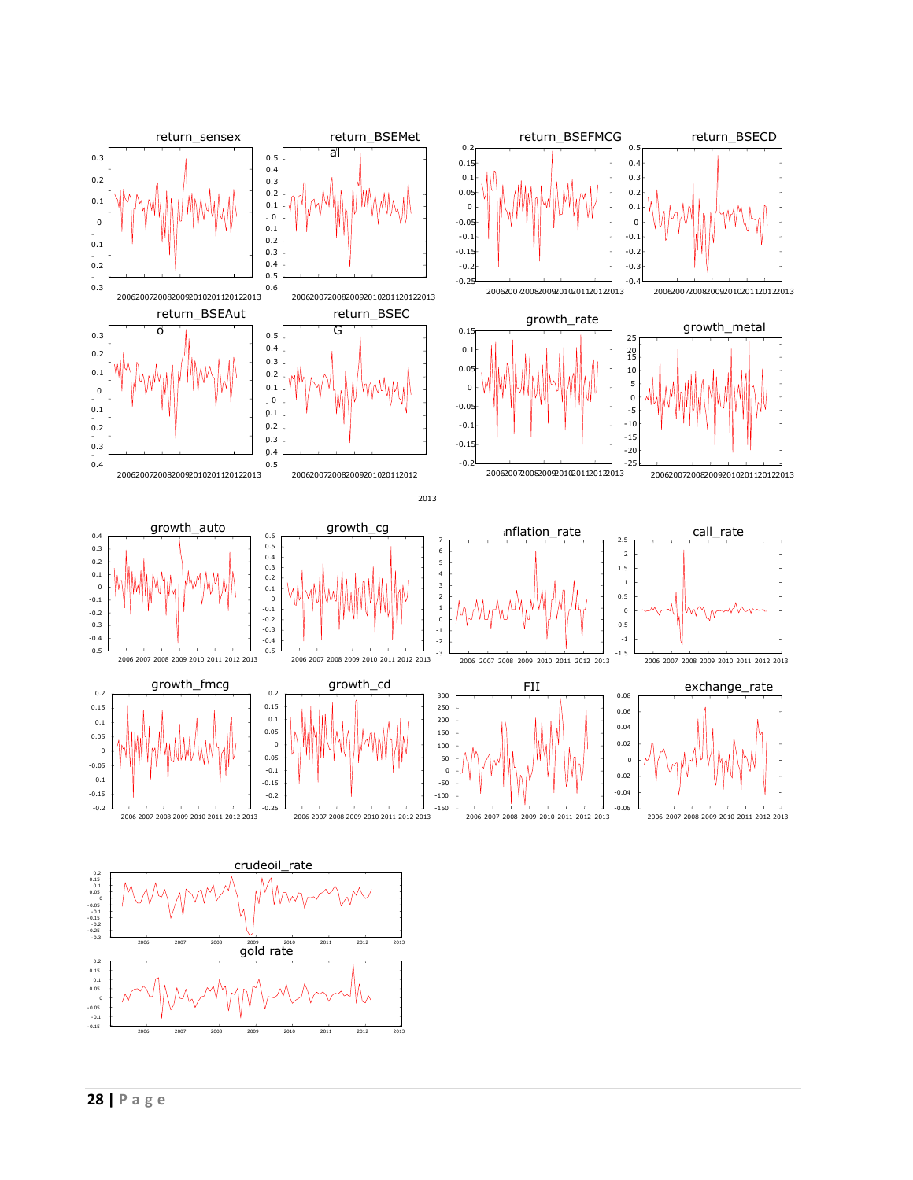return_sensex

return_BSEMetal

return_BSEFMCG

return_BSECD

return_BSEAuto

return_BSECG

growth_rate

growth_metal

growth_auto

growth_cg

inflation_rate

call_rate

growth_fmcg

growth_cd

FII

exchange_rate

crudeoil_rate

gold rate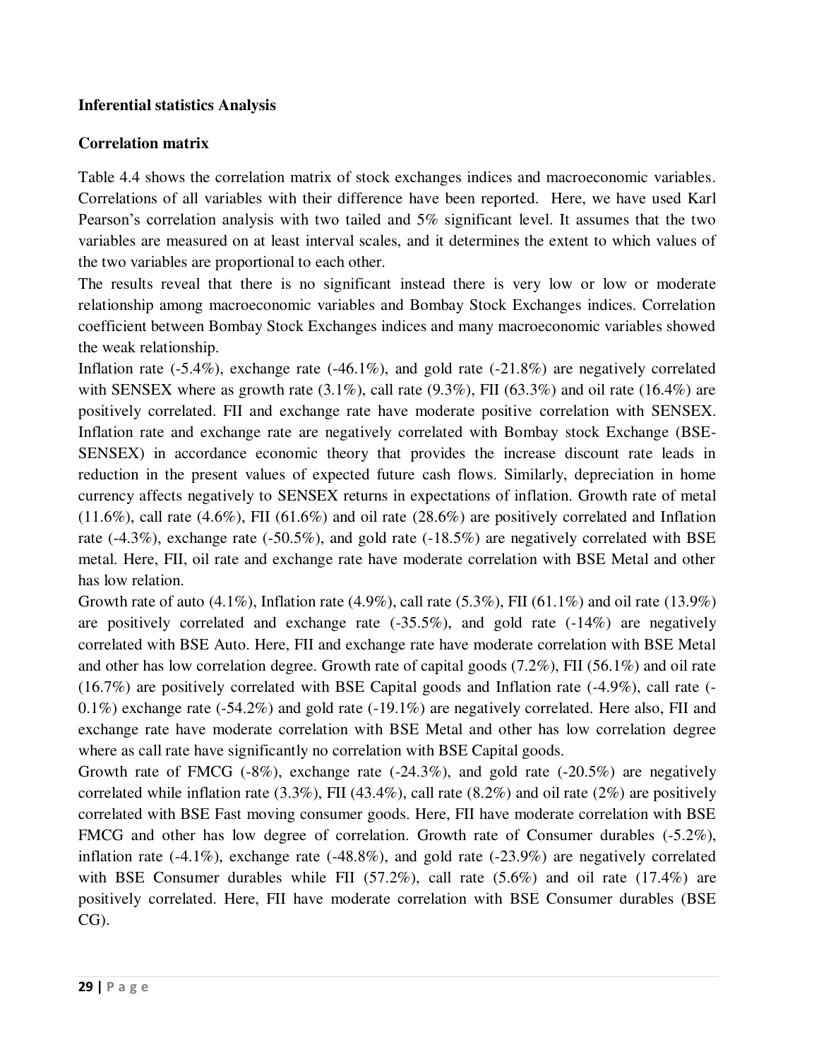**Inferential statistics Analysis**

**Correlation matrix**

Table 4.4 shows the correlation matrix of stock exchanges indices and macroeconomic variables. Correlations of all variables with their difference have been reported. Here, we have used Karl Pearson's correlation analysis with two tailed and 5% significant level. It assumes that the two variables are measured on at least interval scales, and it determines the extent to which values of the two variables are proportional to each other.

The results reveal that there is no significant instead there is very low or low or moderate relationship among macroeconomic variables and Bombay Stock Exchanges indices. Correlation coefficient between Bombay Stock Exchanges indices and many macroeconomic variables showed the weak relationship.

Inflation rate (-5.4%), exchange rate (-46.1%), and gold rate (-21.8%) are negatively correlated with SENSEX where as growth rate (3.1%), call rate (9.3%), FII (63.3%) and oil rate (16.4%) are positively correlated. FII and exchange rate have moderate positive correlation with SENSEX. Inflation rate and exchange rate are negatively correlated with Bombay stock Exchange (BSE-SENSEX) in accordance economic theory that provides the increase discount rate leads in reduction in the present values of expected future cash flows. Similarly, depreciation in home currency affects negatively to SENSEX returns in expectations of inflation. Growth rate of metal (11.6%), call rate (4.6%), FII (61.6%) and oil rate (28.6%) are positively correlated and Inflation rate (-4.3%), exchange rate (-50.5%), and gold rate (-18.5%) are negatively correlated with BSE metal. Here, FII, oil rate and exchange rate have moderate correlation with BSE Metal and other has low relation.

Growth rate of auto (4.1%), Inflation rate (4.9%), call rate (5.3%), FII (61.1%) and oil rate (13.9%) are positively correlated and exchange rate (-35.5%), and gold rate (-14%) are negatively correlated with BSE Auto. Here, FII and exchange rate have moderate correlation with BSE Metal and other has low correlation degree. Growth rate of capital goods (7.2%), FII (56.1%) and oil rate (16.7%) are positively correlated with BSE Capital goods and Inflation rate (-4.9%), call rate (-0.1%) exchange rate (-54.2%) and gold rate (-19.1%) are negatively correlated. Here also, FII and exchange rate have moderate correlation with BSE Metal and other has low correlation degree where as call rate have significantly no correlation with BSE Capital goods.

Growth rate of FMCG (-8%), exchange rate (-24.3%), and gold rate (-20.5%) are negatively correlated while inflation rate (3.3%), FII (43.4%), call rate (8.2%) and oil rate (2%) are positively correlated with BSE Fast moving consumer goods. Here, FII have moderate correlation with BSE FMCG and other has low degree of correlation. Growth rate of Consumer durables (-5.2%), inflation rate (-4.1%), exchange rate (-48.8%), and gold rate (-23.9%) are negatively correlated with BSE Consumer durables while FII (57.2%), call rate (5.6%) and oil rate (17.4%) are positively correlated. Here, FII have moderate correlation with BSE Consumer durables (BSE CG).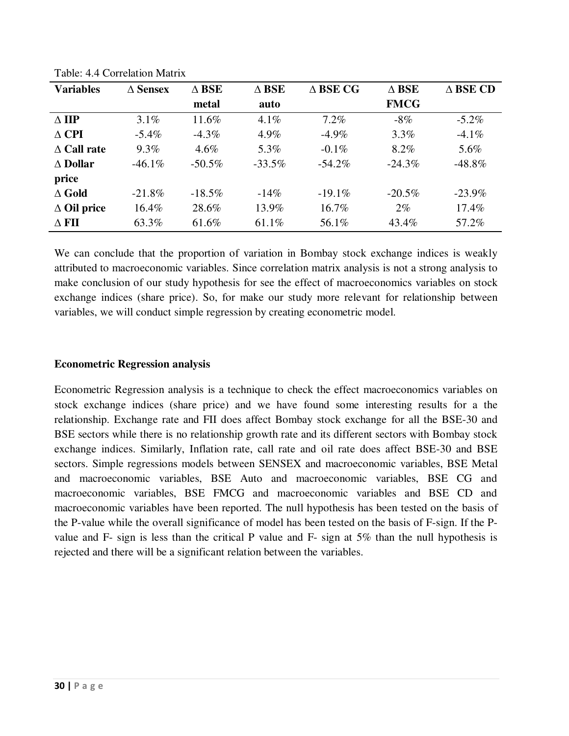Table: 4.4 Correlation Matrix

| Variables | ∆ Sensex | ∆ BSE metal | ∆ BSE auto | ∆ BSE CG | ∆ BSE FMCG | ∆ BSE CD |
|---|---|---|---|---|---|---|
| ∆ IIP | 3.1% | 11.6% | 4.1% | 7.2% | -8% | -5.2% |
| ∆ CPI | -5.4% | -4.3% | 4.9% | -4.9% | 3.3% | -4.1% |
| ∆ Call rate | 9.3% | 4.6% | 5.3% | -0.1% | 8.2% | 5.6% |
| ∆ Dollar price | -46.1% | -50.5% | -33.5% | -54.2% | -24.3% | -48.8% |
| ∆ Gold | -21.8% | -18.5% | -14% | -19.1% | -20.5% | -23.9% |
| ∆ Oil price | 16.4% | 28.6% | 13.9% | 16.7% | 2% | 17.4% |
| ∆ FII | 63.3% | 61.6% | 61.1% | 56.1% | 43.4% | 57.2% |

We can conclude that the proportion of variation in Bombay stock exchange indices is weakly attributed to macroeconomic variables. Since correlation matrix analysis is not a strong analysis to make conclusion of our study hypothesis for see the effect of macroeconomics variables on stock exchange indices (share price). So, for make our study more relevant for relationship between variables, we will conduct simple regression by creating econometric model.

**Econometric Regression analysis**

Econometric Regression analysis is a technique to check the effect macroeconomics variables on stock exchange indices (share price) and we have found some interesting results for a the relationship. Exchange rate and FII does affect Bombay stock exchange for all the BSE-30 and BSE sectors while there is no relationship growth rate and its different sectors with Bombay stock exchange indices. Similarly, Inflation rate, call rate and oil rate does affect BSE-30 and BSE sectors. Simple regressions models between SENSEX and macroeconomic variables, BSE Metal and macroeconomic variables, BSE Auto and macroeconomic variables, BSE CG and macroeconomic variables, BSE FMCG and macroeconomic variables and BSE CD and macroeconomic variables have been reported. The null hypothesis has been tested on the basis of the P-value while the overall significance of model has been tested on the basis of F-sign. If the P-value and F- sign is less than the critical P value and F- sign at 5% than the null hypothesis is rejected and there will be a significant relation between the variables.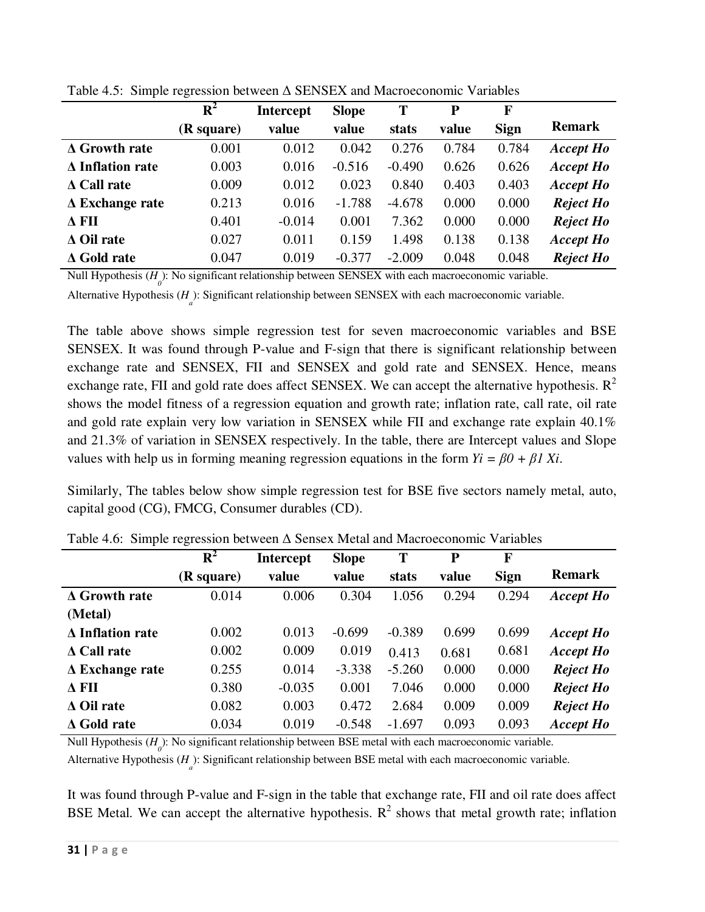Table 4.5: Simple regression between Δ SENSEX and Macroeconomic Variables

| | $R^2$ (R square) | Intercept value | Slope value | T stats | P value | F Sign | Remark |
|---|---|---|---|---|---|---|---|
| **Δ Growth rate** | 0.001 | 0.012 | 0.042 | 0.276 | 0.784 | 0.784 | ***Accept Ho*** |
| **Δ Inflation rate** | 0.003 | 0.016 | -0.516 | -0.490 | 0.626 | 0.626 | ***Accept Ho*** |
| **Δ Call rate** | 0.009 | 0.012 | 0.023 | 0.840 | 0.403 | 0.403 | ***Accept Ho*** |
| **Δ Exchange rate** | 0.213 | 0.016 | -1.788 | -4.678 | 0.000 | 0.000 | ***Reject Ho*** |
| **Δ FII** | 0.401 | -0.014 | 0.001 | 7.362 | 0.000 | 0.000 | ***Reject Ho*** |
| **Δ Oil rate** | 0.027 | 0.011 | 0.159 | 1.498 | 0.138 | 0.138 | ***Accept Ho*** |
| **Δ Gold rate** | 0.047 | 0.019 | -0.377 | -2.009 | 0.048 | 0.048 | ***Reject Ho*** |

Null Hypothesis ($H_0$): No significant relationship between SENSEX with each macroeconomic variable.

Alternative Hypothesis ($H_a$): Significant relationship between SENSEX with each macroeconomic variable.

The table above shows simple regression test for seven macroeconomic variables and BSE SENSEX. It was found through P-value and F-sign that there is significant relationship between exchange rate and SENSEX, FII and SENSEX and gold rate and SENSEX. Hence, means exchange rate, FII and gold rate does affect SENSEX. We can accept the alternative hypothesis. $R^2$ shows the model fitness of a regression equation and growth rate; inflation rate, call rate, oil rate and gold rate explain very low variation in SENSEX while FII and exchange rate explain 40.1% and 21.3% of variation in SENSEX respectively. In the table, there are Intercept values and Slope values with help us in forming meaning regression equations in the form $Yi = \beta 0 + \beta 1\ Xi$.

Similarly, The tables below show simple regression test for BSE five sectors namely metal, auto, capital good (CG), FMCG, Consumer durables (CD).

Table 4.6: Simple regression between Δ Sensex Metal and Macroeconomic Variables

| | $R^2$ (R square) | Intercept value | Slope value | T stats | P value | F Sign | Remark |
|---|---|---|---|---|---|---|---|
| **Δ Growth rate (Metal)** | 0.014 | 0.006 | 0.304 | 1.056 | 0.294 | 0.294 | ***Accept Ho*** |
| **Δ Inflation rate** | 0.002 | 0.013 | -0.699 | -0.389 | 0.699 | 0.699 | ***Accept Ho*** |
| **Δ Call rate** | 0.002 | 0.009 | 0.019 | 0.413 | 0.681 | 0.681 | ***Accept Ho*** |
| **Δ Exchange rate** | 0.255 | 0.014 | -3.338 | -5.260 | 0.000 | 0.000 | ***Reject Ho*** |
| **Δ FII** | 0.380 | -0.035 | 0.001 | 7.046 | 0.000 | 0.000 | ***Reject Ho*** |
| **Δ Oil rate** | 0.082 | 0.003 | 0.472 | 2.684 | 0.009 | 0.009 | ***Reject Ho*** |
| **Δ Gold rate** | 0.034 | 0.019 | -0.548 | -1.697 | 0.093 | 0.093 | ***Accept Ho*** |

Null Hypothesis ($H_0$): No significant relationship between BSE metal with each macroeconomic variable.

Alternative Hypothesis ($H_a$): Significant relationship between BSE metal with each macroeconomic variable.

It was found through P-value and F-sign in the table that exchange rate, FII and oil rate does affect BSE Metal. We can accept the alternative hypothesis. $R^2$ shows that metal growth rate; inflation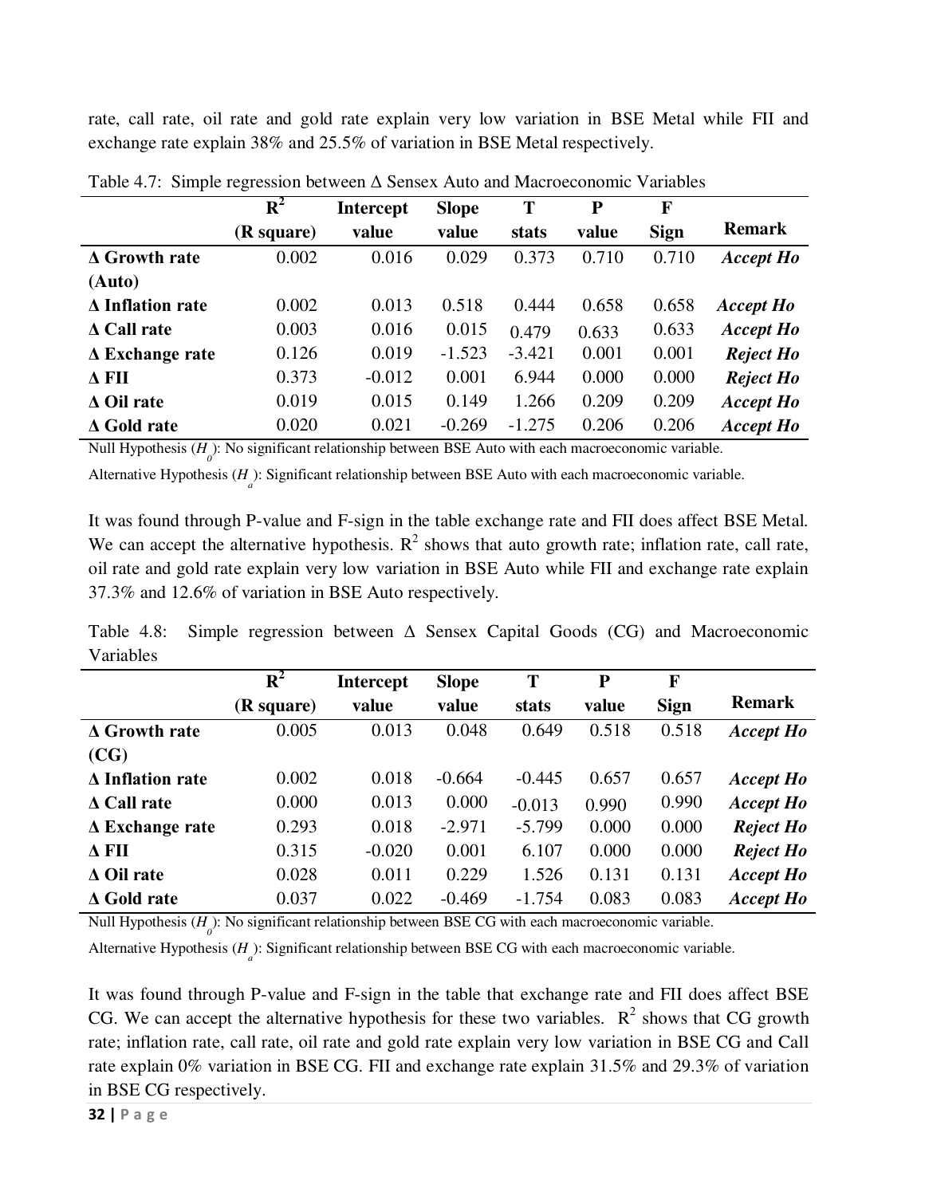rate, call rate, oil rate and gold rate explain very low variation in BSE Metal while FII and exchange rate explain 38% and 25.5% of variation in BSE Metal respectively.

Table 4.7: Simple regression between Δ Sensex Auto and Macroeconomic Variables

| | $R^2$ (R square) | Intercept value | Slope value | T stats | P value | F Sign | Remark |
|---|---|---|---|---|---|---|---|
| **Δ Growth rate (Auto)** | 0.002 | 0.016 | 0.029 | 0.373 | 0.710 | 0.710 | ***Accept Ho*** |
| **Δ Inflation rate** | 0.002 | 0.013 | 0.518 | 0.444 | 0.658 | 0.658 | ***Accept Ho*** |
| **Δ Call rate** | 0.003 | 0.016 | 0.015 | 0.479 | 0.633 | 0.633 | ***Accept Ho*** |
| **Δ Exchange rate** | 0.126 | 0.019 | -1.523 | -3.421 | 0.001 | 0.001 | ***Reject Ho*** |
| **Δ FII** | 0.373 | -0.012 | 0.001 | 6.944 | 0.000 | 0.000 | ***Reject Ho*** |
| **Δ Oil rate** | 0.019 | 0.015 | 0.149 | 1.266 | 0.209 | 0.209 | ***Accept Ho*** |
| **Δ Gold rate** | 0.020 | 0.021 | -0.269 | -1.275 | 0.206 | 0.206 | ***Accept Ho*** |

Null Hypothesis ($H_0$): No significant relationship between BSE Auto with each macroeconomic variable.

Alternative Hypothesis ($H_a$): Significant relationship between BSE Auto with each macroeconomic variable.

It was found through P-value and F-sign in the table exchange rate and FII does affect BSE Metal. We can accept the alternative hypothesis. $R^2$ shows that auto growth rate; inflation rate, call rate, oil rate and gold rate explain very low variation in BSE Auto while FII and exchange rate explain 37.3% and 12.6% of variation in BSE Auto respectively.

Table 4.8: Simple regression between Δ Sensex Capital Goods (CG) and Macroeconomic Variables

| | $R^2$ (R square) | Intercept value | Slope value | T stats | P value | F Sign | Remark |
|---|---|---|---|---|---|---|---|
| **Δ Growth rate (CG)** | 0.005 | 0.013 | 0.048 | 0.649 | 0.518 | 0.518 | ***Accept Ho*** |
| **Δ Inflation rate** | 0.002 | 0.018 | -0.664 | -0.445 | 0.657 | 0.657 | ***Accept Ho*** |
| **Δ Call rate** | 0.000 | 0.013 | 0.000 | -0.013 | 0.990 | 0.990 | ***Accept Ho*** |
| **Δ Exchange rate** | 0.293 | 0.018 | -2.971 | -5.799 | 0.000 | 0.000 | ***Reject Ho*** |
| **Δ FII** | 0.315 | -0.020 | 0.001 | 6.107 | 0.000 | 0.000 | ***Reject Ho*** |
| **Δ Oil rate** | 0.028 | 0.011 | 0.229 | 1.526 | 0.131 | 0.131 | ***Accept Ho*** |
| **Δ Gold rate** | 0.037 | 0.022 | -0.469 | -1.754 | 0.083 | 0.083 | ***Accept Ho*** |

Null Hypothesis ($H_0$): No significant relationship between BSE CG with each macroeconomic variable.

Alternative Hypothesis ($H_a$): Significant relationship between BSE CG with each macroeconomic variable.

It was found through P-value and F-sign in the table that exchange rate and FII does affect BSE CG. We can accept the alternative hypothesis for these two variables. $R^2$ shows that CG growth rate; inflation rate, call rate, oil rate and gold rate explain very low variation in BSE CG and Call rate explain 0% variation in BSE CG. FII and exchange rate explain 31.5% and 29.3% of variation in BSE CG respectively.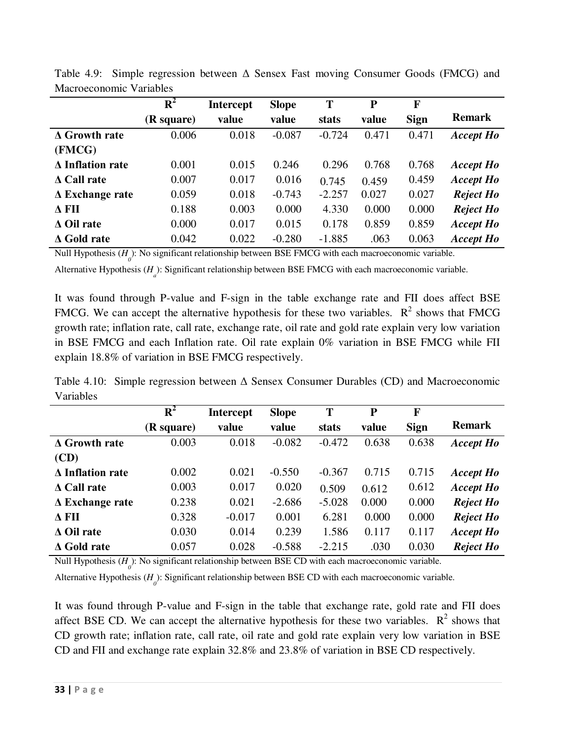Table 4.9: Simple regression between Δ Sensex Fast moving Consumer Goods (FMCG) and Macroeconomic Variables

| | $R^2$ (R square) | Intercept value | Slope value | T stats | P value | F Sign | Remark |
|---|---|---|---|---|---|---|---|
| **Δ Growth rate (FMCG)** | 0.006 | 0.018 | -0.087 | -0.724 | 0.471 | 0.471 | ***Accept Ho*** |
| **Δ Inflation rate** | 0.001 | 0.015 | 0.246 | 0.296 | 0.768 | 0.768 | ***Accept Ho*** |
| **Δ Call rate** | 0.007 | 0.017 | 0.016 | 0.745 | 0.459 | 0.459 | ***Accept Ho*** |
| **Δ Exchange rate** | 0.059 | 0.018 | -0.743 | -2.257 | 0.027 | 0.027 | ***Reject Ho*** |
| **Δ FII** | 0.188 | 0.003 | 0.000 | 4.330 | 0.000 | 0.000 | ***Reject Ho*** |
| **Δ Oil rate** | 0.000 | 0.017 | 0.015 | 0.178 | 0.859 | 0.859 | ***Accept Ho*** |
| **Δ Gold rate** | 0.042 | 0.022 | -0.280 | -1.885 | .063 | 0.063 | ***Accept Ho*** |

Null Hypothesis ($H_0$): No significant relationship between BSE FMCG with each macroeconomic variable.

Alternative Hypothesis ($H_a$): Significant relationship between BSE FMCG with each macroeconomic variable.

It was found through P-value and F-sign in the table exchange rate and FII does affect BSE FMCG. We can accept the alternative hypothesis for these two variables. $R^2$ shows that FMCG growth rate; inflation rate, call rate, exchange rate, oil rate and gold rate explain very low variation in BSE FMCG and each Inflation rate. Oil rate explain 0% variation in BSE FMCG while FII explain 18.8% of variation in BSE FMCG respectively.

Table 4.10: Simple regression between Δ Sensex Consumer Durables (CD) and Macroeconomic Variables

| | $R^2$ (R square) | Intercept value | Slope value | T stats | P value | F Sign | Remark |
|---|---|---|---|---|---|---|---|
| **Δ Growth rate (CD)** | 0.003 | 0.018 | -0.082 | -0.472 | 0.638 | 0.638 | ***Accept Ho*** |
| **Δ Inflation rate** | 0.002 | 0.021 | -0.550 | -0.367 | 0.715 | 0.715 | ***Accept Ho*** |
| **Δ Call rate** | 0.003 | 0.017 | 0.020 | 0.509 | 0.612 | 0.612 | ***Accept Ho*** |
| **Δ Exchange rate** | 0.238 | 0.021 | -2.686 | -5.028 | 0.000 | 0.000 | ***Reject Ho*** |
| **Δ FII** | 0.328 | -0.017 | 0.001 | 6.281 | 0.000 | 0.000 | ***Reject Ho*** |
| **Δ Oil rate** | 0.030 | 0.014 | 0.239 | 1.586 | 0.117 | 0.117 | ***Accept Ho*** |
| **Δ Gold rate** | 0.057 | 0.028 | -0.588 | -2.215 | .030 | 0.030 | ***Reject Ho*** |

Null Hypothesis ($H_0$): No significant relationship between BSE CD with each macroeconomic variable.

Alternative Hypothesis ($H_0$): Significant relationship between BSE CD with each macroeconomic variable.

It was found through P-value and F-sign in the table that exchange rate, gold rate and FII does affect BSE CD. We can accept the alternative hypothesis for these two variables. $R^2$ shows that CD growth rate; inflation rate, call rate, oil rate and gold rate explain very low variation in BSE CD and FII and exchange rate explain 32.8% and 23.8% of variation in BSE CD respectively.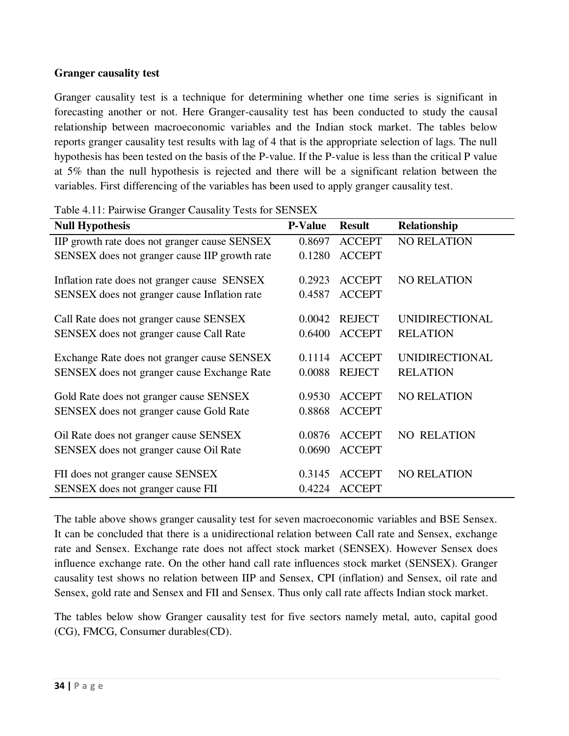### Granger causality test

Granger causality test is a technique for determining whether one time series is significant in forecasting another or not. Here Granger-causality test has been conducted to study the causal relationship between macroeconomic variables and the Indian stock market. The tables below reports granger causality test results with lag of 4 that is the appropriate selection of lags. The null hypothesis has been tested on the basis of the P-value. If the P-value is less than the critical P value at 5% than the null hypothesis is rejected and there will be a significant relation between the variables. First differencing of the variables has been used to apply granger causality test.

Table 4.11: Pairwise Granger Causality Tests for SENSEX

| Null Hypothesis | P-Value | Result | Relationship |
|---|---|---|---|
| IIP growth rate does not granger cause SENSEX | 0.8697 | ACCEPT | NO RELATION |
| SENSEX does not granger cause IIP growth rate | 0.1280 | ACCEPT | |
| Inflation rate does not granger cause SENSEX | 0.2923 | ACCEPT | NO RELATION |
| SENSEX does not granger cause Inflation rate | 0.4587 | ACCEPT | |
| Call Rate does not granger cause SENSEX | 0.0042 | REJECT | UNIDIRECTIONAL |
| SENSEX does not granger cause Call Rate | 0.6400 | ACCEPT | RELATION |
| Exchange Rate does not granger cause SENSEX | 0.1114 | ACCEPT | UNIDIRECTIONAL |
| SENSEX does not granger cause Exchange Rate | 0.0088 | REJECT | RELATION |
| Gold Rate does not granger cause SENSEX | 0.9530 | ACCEPT | NO RELATION |
| SENSEX does not granger cause Gold Rate | 0.8868 | ACCEPT | |
| Oil Rate does not granger cause SENSEX | 0.0876 | ACCEPT | NO RELATION |
| SENSEX does not granger cause Oil Rate | 0.0690 | ACCEPT | |
| FII does not granger cause SENSEX | 0.3145 | ACCEPT | NO RELATION |
| SENSEX does not granger cause FII | 0.4224 | ACCEPT | |

The table above shows granger causality test for seven macroeconomic variables and BSE Sensex. It can be concluded that there is a unidirectional relation between Call rate and Sensex, exchange rate and Sensex. Exchange rate does not affect stock market (SENSEX). However Sensex does influence exchange rate. On the other hand call rate influences stock market (SENSEX). Granger causality test shows no relation between IIP and Sensex, CPI (inflation) and Sensex, oil rate and Sensex, gold rate and Sensex and FII and Sensex. Thus only call rate affects Indian stock market.

The tables below show Granger causality test for five sectors namely metal, auto, capital good (CG), FMCG, Consumer durables(CD).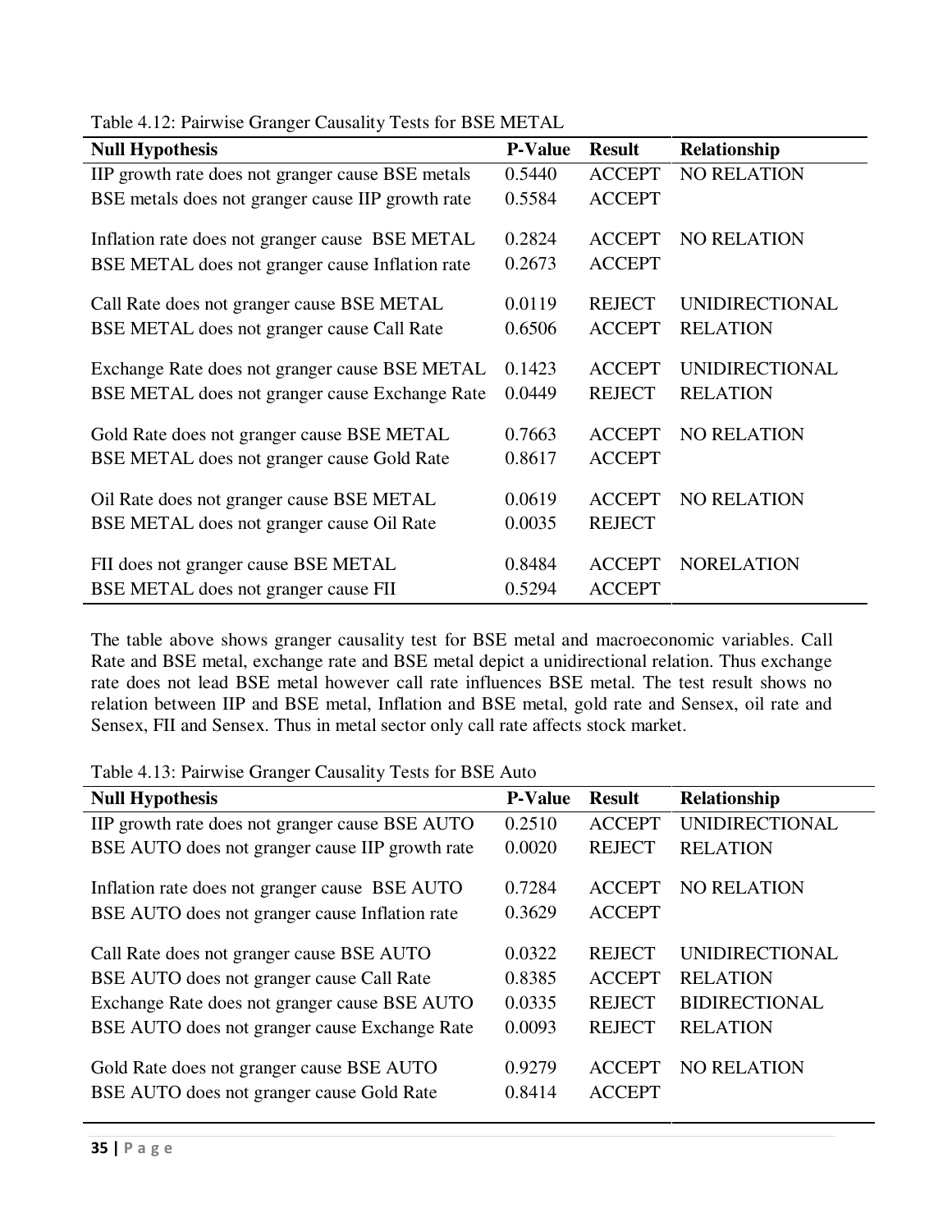Table 4.12: Pairwise Granger Causality Tests for BSE METAL

| Null Hypothesis | P-Value | Result | Relationship |
|---|---|---|---|
| IIP growth rate does not granger cause BSE metals | 0.5440 | ACCEPT | NO RELATION |
| BSE metals does not granger cause IIP growth rate | 0.5584 | ACCEPT | |
| Inflation rate does not granger cause BSE METAL | 0.2824 | ACCEPT | NO RELATION |
| BSE METAL does not granger cause Inflation rate | 0.2673 | ACCEPT | |
| Call Rate does not granger cause BSE METAL | 0.0119 | REJECT | UNIDIRECTIONAL |
| BSE METAL does not granger cause Call Rate | 0.6506 | ACCEPT | RELATION |
| Exchange Rate does not granger cause BSE METAL | 0.1423 | ACCEPT | UNIDIRECTIONAL |
| BSE METAL does not granger cause Exchange Rate | 0.0449 | REJECT | RELATION |
| Gold Rate does not granger cause BSE METAL | 0.7663 | ACCEPT | NO RELATION |
| BSE METAL does not granger cause Gold Rate | 0.8617 | ACCEPT | |
| Oil Rate does not granger cause BSE METAL | 0.0619 | ACCEPT | NO RELATION |
| BSE METAL does not granger cause Oil Rate | 0.0035 | REJECT | |
| FII does not granger cause BSE METAL | 0.8484 | ACCEPT | NORELATION |
| BSE METAL does not granger cause FII | 0.5294 | ACCEPT | |

The table above shows granger causality test for BSE metal and macroeconomic variables. Call Rate and BSE metal, exchange rate and BSE metal depict a unidirectional relation. Thus exchange rate does not lead BSE metal however call rate influences BSE metal. The test result shows no relation between IIP and BSE metal, Inflation and BSE metal, gold rate and Sensex, oil rate and Sensex, FII and Sensex. Thus in metal sector only call rate affects stock market.

Table 4.13: Pairwise Granger Causality Tests for BSE Auto

| Null Hypothesis | P-Value | Result | Relationship |
|---|---|---|---|
| IIP growth rate does not granger cause BSE AUTO | 0.2510 | ACCEPT | UNIDIRECTIONAL |
| BSE AUTO does not granger cause IIP growth rate | 0.0020 | REJECT | RELATION |
| Inflation rate does not granger cause BSE AUTO | 0.7284 | ACCEPT | NO RELATION |
| BSE AUTO does not granger cause Inflation rate | 0.3629 | ACCEPT | |
| Call Rate does not granger cause BSE AUTO | 0.0322 | REJECT | UNIDIRECTIONAL |
| BSE AUTO does not granger cause Call Rate | 0.8385 | ACCEPT | RELATION |
| Exchange Rate does not granger cause BSE AUTO | 0.0335 | REJECT | BIDIRECTIONAL |
| BSE AUTO does not granger cause Exchange Rate | 0.0093 | REJECT | RELATION |
| Gold Rate does not granger cause BSE AUTO | 0.9279 | ACCEPT | NO RELATION |
| BSE AUTO does not granger cause Gold Rate | 0.8414 | ACCEPT | |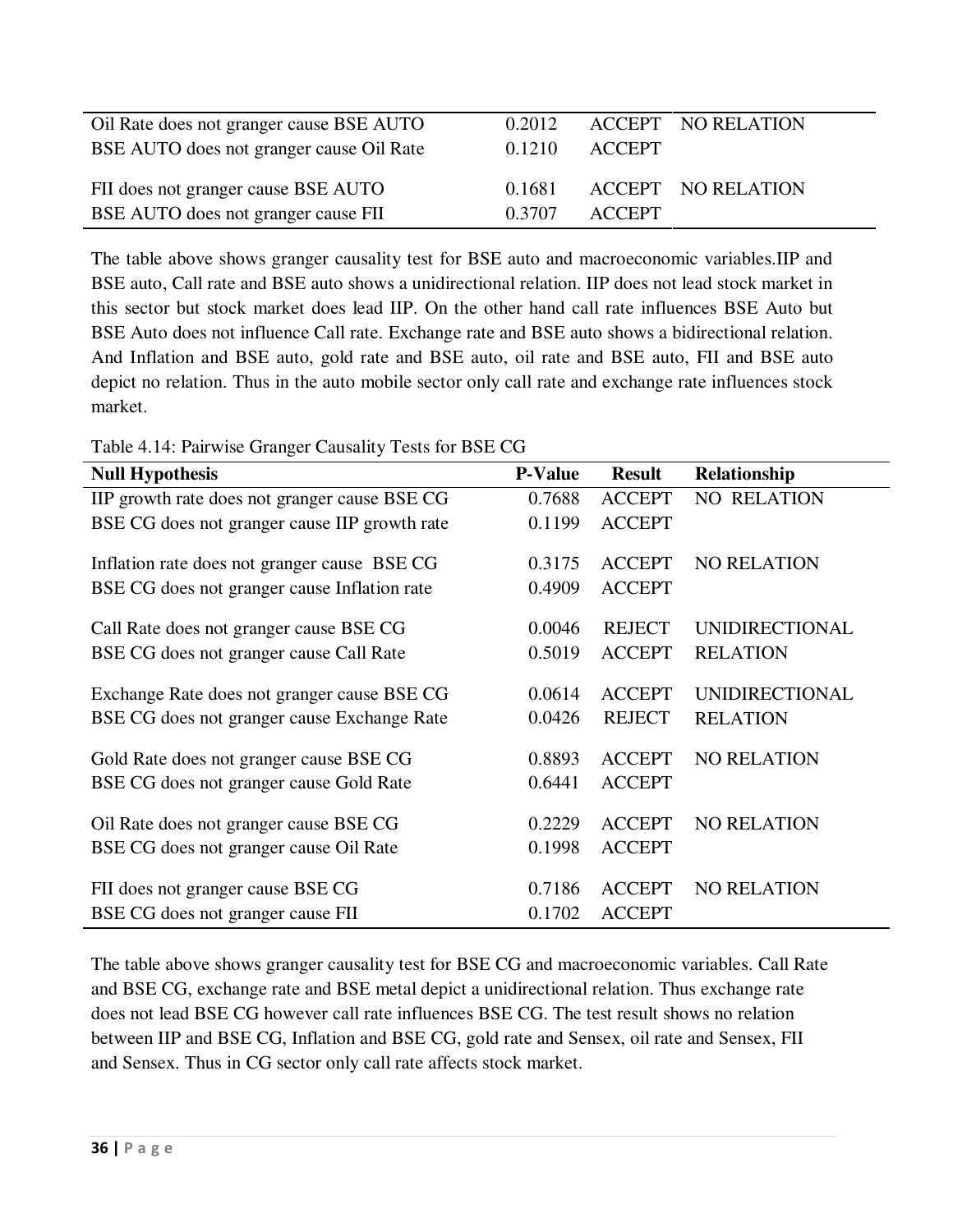| | | | |
|---|---|---|---|
| Oil Rate does not granger cause BSE AUTO | 0.2012 | ACCEPT | NO RELATION |
| BSE AUTO does not granger cause Oil Rate | 0.1210 | ACCEPT | |
| FII does not granger cause BSE AUTO | 0.1681 | ACCEPT | NO RELATION |
| BSE AUTO does not granger cause FII | 0.3707 | ACCEPT | |

The table above shows granger causality test for BSE auto and macroeconomic variables.IIP and BSE auto, Call rate and BSE auto shows a unidirectional relation. IIP does not lead stock market in this sector but stock market does lead IIP. On the other hand call rate influences BSE Auto but BSE Auto does not influence Call rate. Exchange rate and BSE auto shows a bidirectional relation. And Inflation and BSE auto, gold rate and BSE auto, oil rate and BSE auto, FII and BSE auto depict no relation. Thus in the auto mobile sector only call rate and exchange rate influences stock market.

Table 4.14: Pairwise Granger Causality Tests for BSE CG

| Null Hypothesis | P-Value | Result | Relationship |
|---|---|---|---|
| IIP growth rate does not granger cause BSE CG | 0.7688 | ACCEPT | NO RELATION |
| BSE CG does not granger cause IIP growth rate | 0.1199 | ACCEPT | |
| Inflation rate does not granger cause BSE CG | 0.3175 | ACCEPT | NO RELATION |
| BSE CG does not granger cause Inflation rate | 0.4909 | ACCEPT | |
| Call Rate does not granger cause BSE CG | 0.0046 | REJECT | UNIDIRECTIONAL |
| BSE CG does not granger cause Call Rate | 0.5019 | ACCEPT | RELATION |
| Exchange Rate does not granger cause BSE CG | 0.0614 | ACCEPT | UNIDIRECTIONAL |
| BSE CG does not granger cause Exchange Rate | 0.0426 | REJECT | RELATION |
| Gold Rate does not granger cause BSE CG | 0.8893 | ACCEPT | NO RELATION |
| BSE CG does not granger cause Gold Rate | 0.6441 | ACCEPT | |
| Oil Rate does not granger cause BSE CG | 0.2229 | ACCEPT | NO RELATION |
| BSE CG does not granger cause Oil Rate | 0.1998 | ACCEPT | |
| FII does not granger cause BSE CG | 0.7186 | ACCEPT | NO RELATION |
| BSE CG does not granger cause FII | 0.1702 | ACCEPT | |

The table above shows granger causality test for BSE CG and macroeconomic variables. Call Rate and BSE CG, exchange rate and BSE metal depict a unidirectional relation. Thus exchange rate does not lead BSE CG however call rate influences BSE CG. The test result shows no relation between IIP and BSE CG, Inflation and BSE CG, gold rate and Sensex, oil rate and Sensex, FII and Sensex. Thus in CG sector only call rate affects stock market.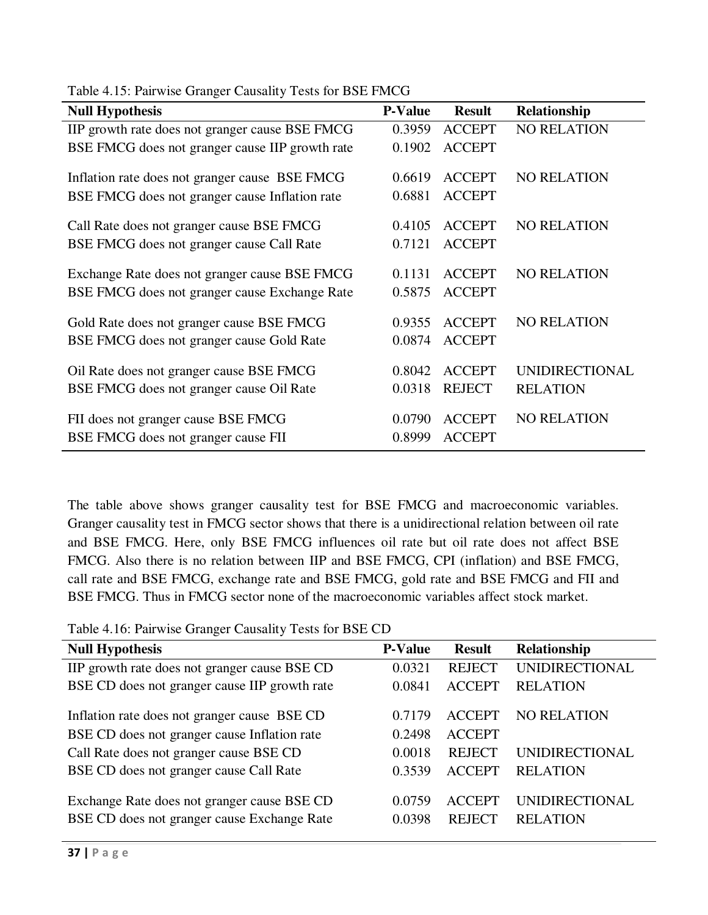Table 4.15: Pairwise Granger Causality Tests for BSE FMCG

| Null Hypothesis | P-Value | Result | Relationship |
|---|---|---|---|
| IIP growth rate does not granger cause BSE FMCG | 0.3959 | ACCEPT | NO RELATION |
| BSE FMCG does not granger cause IIP growth rate | 0.1902 | ACCEPT | |
| Inflation rate does not granger cause BSE FMCG | 0.6619 | ACCEPT | NO RELATION |
| BSE FMCG does not granger cause Inflation rate | 0.6881 | ACCEPT | |
| Call Rate does not granger cause BSE FMCG | 0.4105 | ACCEPT | NO RELATION |
| BSE FMCG does not granger cause Call Rate | 0.7121 | ACCEPT | |
| Exchange Rate does not granger cause BSE FMCG | 0.1131 | ACCEPT | NO RELATION |
| BSE FMCG does not granger cause Exchange Rate | 0.5875 | ACCEPT | |
| Gold Rate does not granger cause BSE FMCG | 0.9355 | ACCEPT | NO RELATION |
| BSE FMCG does not granger cause Gold Rate | 0.0874 | ACCEPT | |
| Oil Rate does not granger cause BSE FMCG | 0.8042 | ACCEPT | UNIDIRECTIONAL |
| BSE FMCG does not granger cause Oil Rate | 0.0318 | REJECT | RELATION |
| FII does not granger cause BSE FMCG | 0.0790 | ACCEPT | NO RELATION |
| BSE FMCG does not granger cause FII | 0.8999 | ACCEPT | |

The table above shows granger causality test for BSE FMCG and macroeconomic variables. Granger causality test in FMCG sector shows that there is a unidirectional relation between oil rate and BSE FMCG. Here, only BSE FMCG influences oil rate but oil rate does not affect BSE FMCG. Also there is no relation between IIP and BSE FMCG, CPI (inflation) and BSE FMCG, call rate and BSE FMCG, exchange rate and BSE FMCG, gold rate and BSE FMCG and FII and BSE FMCG. Thus in FMCG sector none of the macroeconomic variables affect stock market.

Table 4.16: Pairwise Granger Causality Tests for BSE CD

| Null Hypothesis | P-Value | Result | Relationship |
|---|---|---|---|
| IIP growth rate does not granger cause BSE CD | 0.0321 | REJECT | UNIDIRECTIONAL |
| BSE CD does not granger cause IIP growth rate | 0.0841 | ACCEPT | RELATION |
| Inflation rate does not granger cause BSE CD | 0.7179 | ACCEPT | NO RELATION |
| BSE CD does not granger cause Inflation rate | 0.2498 | ACCEPT | |
| Call Rate does not granger cause BSE CD | 0.0018 | REJECT | UNIDIRECTIONAL |
| BSE CD does not granger cause Call Rate | 0.3539 | ACCEPT | RELATION |
| Exchange Rate does not granger cause BSE CD | 0.0759 | ACCEPT | UNIDIRECTIONAL |
| BSE CD does not granger cause Exchange Rate | 0.0398 | REJECT | RELATION |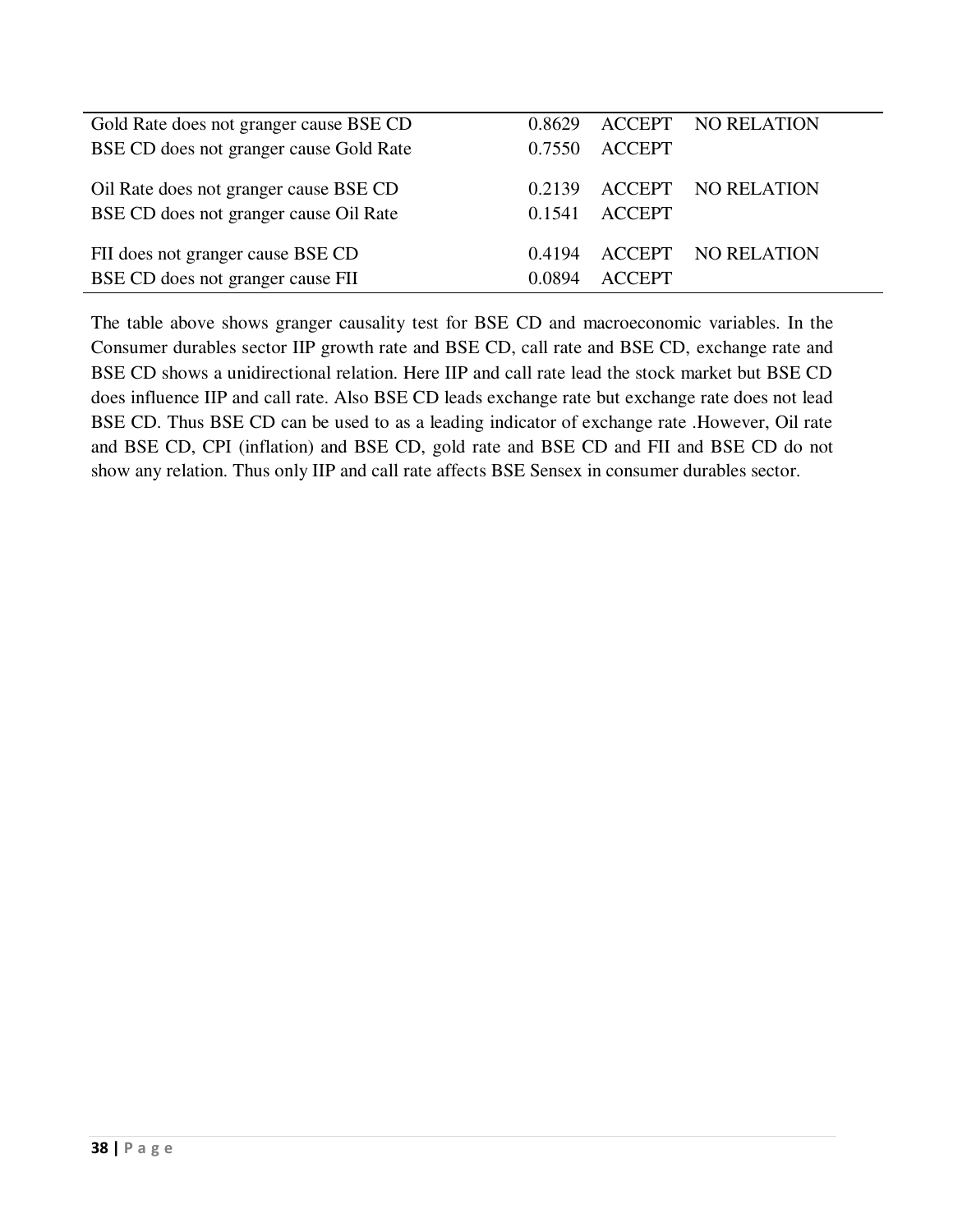| | | | |
|---|---|---|---|
| Gold Rate does not granger cause BSE CD | 0.8629 | ACCEPT | NO RELATION |
| BSE CD does not granger cause Gold Rate | 0.7550 | ACCEPT | |
| Oil Rate does not granger cause BSE CD | 0.2139 | ACCEPT | NO RELATION |
| BSE CD does not granger cause Oil Rate | 0.1541 | ACCEPT | |
| FII does not granger cause BSE CD | 0.4194 | ACCEPT | NO RELATION |
| BSE CD does not granger cause FII | 0.0894 | ACCEPT | |

The table above shows granger causality test for BSE CD and macroeconomic variables. In the Consumer durables sector IIP growth rate and BSE CD, call rate and BSE CD, exchange rate and BSE CD shows a unidirectional relation. Here IIP and call rate lead the stock market but BSE CD does influence IIP and call rate. Also BSE CD leads exchange rate but exchange rate does not lead BSE CD. Thus BSE CD can be used to as a leading indicator of exchange rate .However, Oil rate and BSE CD, CPI (inflation) and BSE CD, gold rate and BSE CD and FII and BSE CD do not show any relation. Thus only IIP and call rate affects BSE Sensex in consumer durables sector.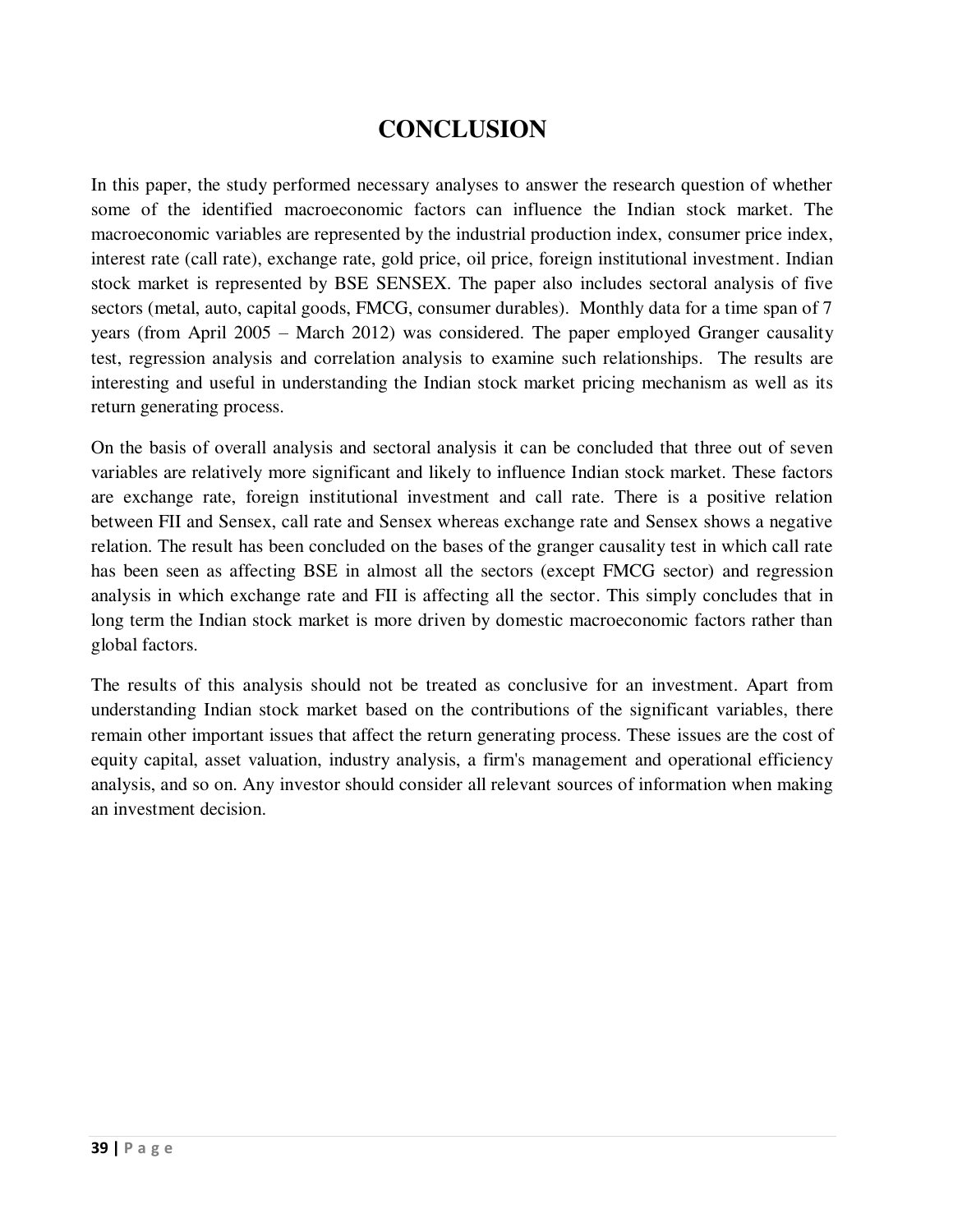# CONCLUSION

In this paper, the study performed necessary analyses to answer the research question of whether some of the identified macroeconomic factors can influence the Indian stock market. The macroeconomic variables are represented by the industrial production index, consumer price index, interest rate (call rate), exchange rate, gold price, oil price, foreign institutional investment. Indian stock market is represented by BSE SENSEX. The paper also includes sectoral analysis of five sectors (metal, auto, capital goods, FMCG, consumer durables). Monthly data for a time span of 7 years (from April 2005 – March 2012) was considered. The paper employed Granger causality test, regression analysis and correlation analysis to examine such relationships. The results are interesting and useful in understanding the Indian stock market pricing mechanism as well as its return generating process.

On the basis of overall analysis and sectoral analysis it can be concluded that three out of seven variables are relatively more significant and likely to influence Indian stock market. These factors are exchange rate, foreign institutional investment and call rate. There is a positive relation between FII and Sensex, call rate and Sensex whereas exchange rate and Sensex shows a negative relation. The result has been concluded on the bases of the granger causality test in which call rate has been seen as affecting BSE in almost all the sectors (except FMCG sector) and regression analysis in which exchange rate and FII is affecting all the sector. This simply concludes that in long term the Indian stock market is more driven by domestic macroeconomic factors rather than global factors.

The results of this analysis should not be treated as conclusive for an investment. Apart from understanding Indian stock market based on the contributions of the significant variables, there remain other important issues that affect the return generating process. These issues are the cost of equity capital, asset valuation, industry analysis, a firm's management and operational efficiency analysis, and so on. Any investor should consider all relevant sources of information when making an investment decision.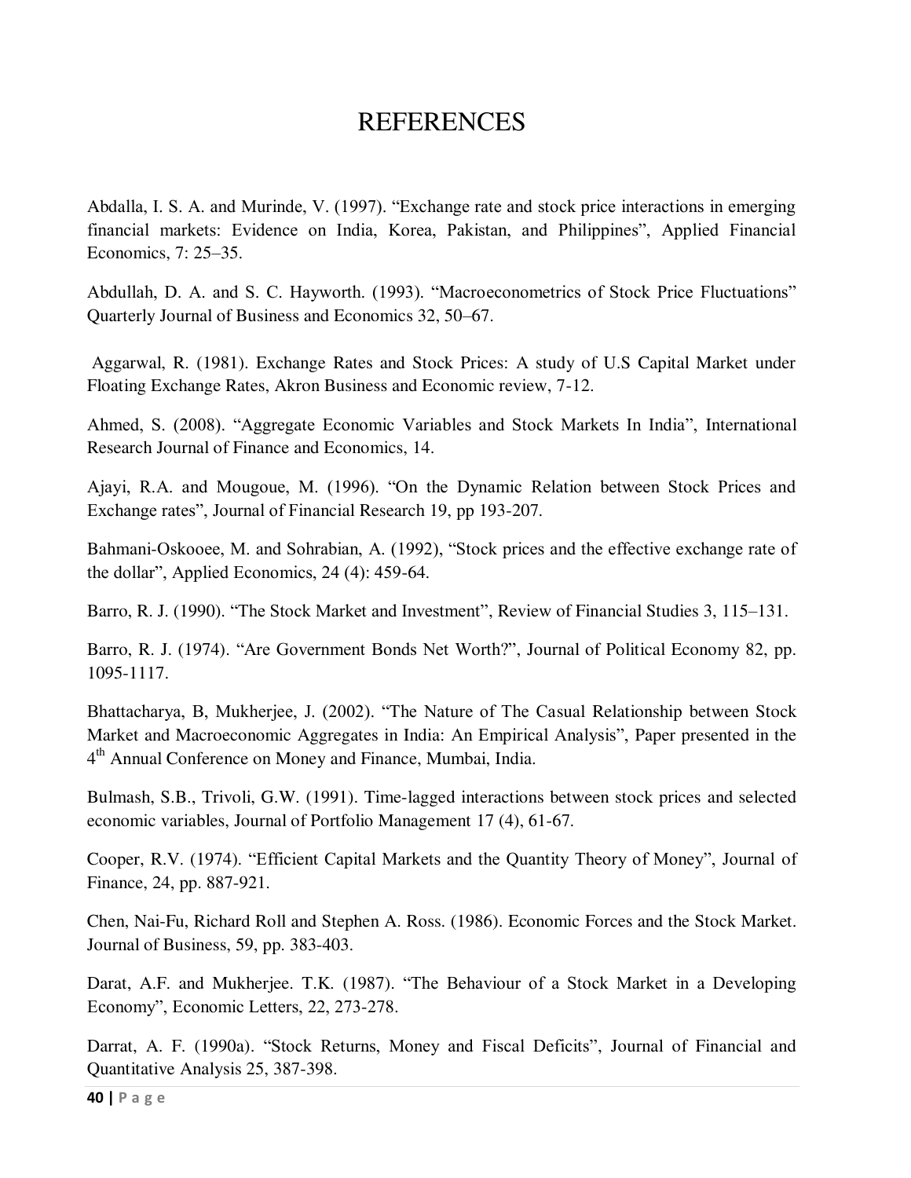# REFERENCES

Abdalla, I. S. A. and Murinde, V. (1997). “Exchange rate and stock price interactions in emerging financial markets: Evidence on India, Korea, Pakistan, and Philippines”, Applied Financial Economics, 7: 25–35.

Abdullah, D. A. and S. C. Hayworth. (1993). “Macroeconometrics of Stock Price Fluctuations” Quarterly Journal of Business and Economics 32, 50–67.

Aggarwal, R. (1981). Exchange Rates and Stock Prices: A study of U.S Capital Market under Floating Exchange Rates, Akron Business and Economic review, 7-12.

Ahmed, S. (2008). “Aggregate Economic Variables and Stock Markets In India”, International Research Journal of Finance and Economics, 14.

Ajayi, R.A. and Mougoue, M. (1996). “On the Dynamic Relation between Stock Prices and Exchange rates”, Journal of Financial Research 19, pp 193-207.

Bahmani-Oskooee, M. and Sohrabian, A. (1992), “Stock prices and the effective exchange rate of the dollar”, Applied Economics, 24 (4): 459-64.

Barro, R. J. (1990). “The Stock Market and Investment”, Review of Financial Studies 3, 115–131.

Barro, R. J. (1974). “Are Government Bonds Net Worth?”, Journal of Political Economy 82, pp. 1095-1117.

Bhattacharya, B, Mukherjee, J. (2002). “The Nature of The Casual Relationship between Stock Market and Macroeconomic Aggregates in India: An Empirical Analysis”, Paper presented in the 4th Annual Conference on Money and Finance, Mumbai, India.

Bulmash, S.B., Trivoli, G.W. (1991). Time-lagged interactions between stock prices and selected economic variables, Journal of Portfolio Management 17 (4), 61-67.

Cooper, R.V. (1974). “Efficient Capital Markets and the Quantity Theory of Money”, Journal of Finance, 24, pp. 887-921.

Chen, Nai-Fu, Richard Roll and Stephen A. Ross. (1986). Economic Forces and the Stock Market. Journal of Business, 59, pp. 383-403.

Darat, A.F. and Mukherjee. T.K. (1987). “The Behaviour of a Stock Market in a Developing Economy”, Economic Letters, 22, 273-278.

Darrat, A. F. (1990a). “Stock Returns, Money and Fiscal Deficits”, Journal of Financial and Quantitative Analysis 25, 387-398.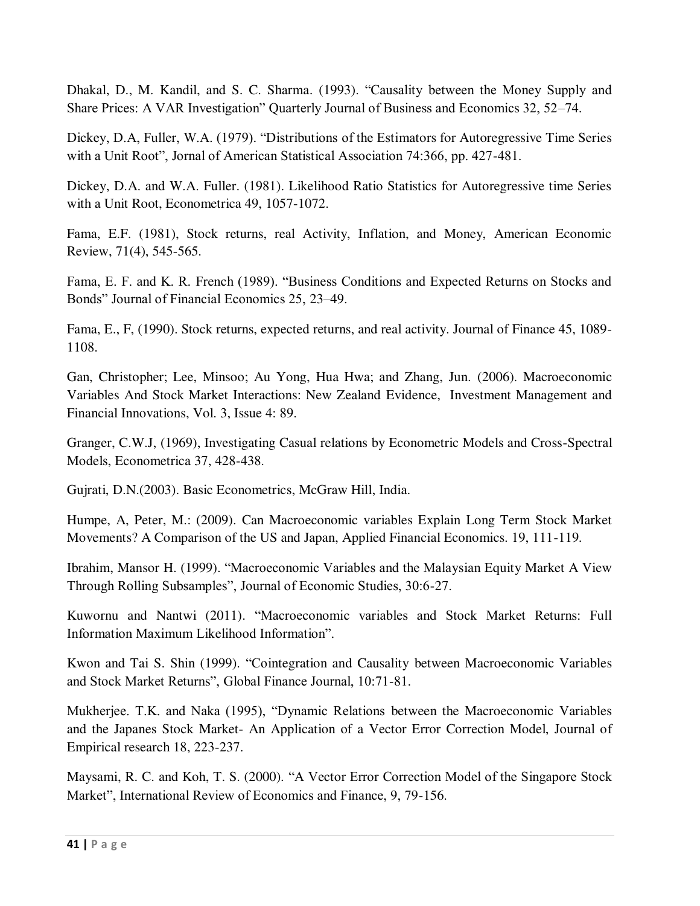Dhakal, D., M. Kandil, and S. C. Sharma. (1993). "Causality between the Money Supply and Share Prices: A VAR Investigation" Quarterly Journal of Business and Economics 32, 52–74.

Dickey, D.A, Fuller, W.A. (1979). "Distributions of the Estimators for Autoregressive Time Series with a Unit Root", Jornal of American Statistical Association 74:366, pp. 427-481.

Dickey, D.A. and W.A. Fuller. (1981). Likelihood Ratio Statistics for Autoregressive time Series with a Unit Root, Econometrica 49, 1057-1072.

Fama, E.F. (1981), Stock returns, real Activity, Inflation, and Money, American Economic Review, 71(4), 545-565.

Fama, E. F. and K. R. French (1989). "Business Conditions and Expected Returns on Stocks and Bonds" Journal of Financial Economics 25, 23–49.

Fama, E., F, (1990). Stock returns, expected returns, and real activity. Journal of Finance 45, 1089-1108.

Gan, Christopher; Lee, Minsoo; Au Yong, Hua Hwa; and Zhang, Jun. (2006). Macroeconomic Variables And Stock Market Interactions: New Zealand Evidence, Investment Management and Financial Innovations, Vol. 3, Issue 4: 89.

Granger, C.W.J, (1969), Investigating Casual relations by Econometric Models and Cross-Spectral Models, Econometrica 37, 428-438.

Gujrati, D.N.(2003). Basic Econometrics, McGraw Hill, India.

Humpe, A, Peter, M.: (2009). Can Macroeconomic variables Explain Long Term Stock Market Movements? A Comparison of the US and Japan, Applied Financial Economics. 19, 111-119.

Ibrahim, Mansor H. (1999). "Macroeconomic Variables and the Malaysian Equity Market A View Through Rolling Subsamples", Journal of Economic Studies, 30:6-27.

Kuwornu and Nantwi (2011). "Macroeconomic variables and Stock Market Returns: Full Information Maximum Likelihood Information".

Kwon and Tai S. Shin (1999). "Cointegration and Causality between Macroeconomic Variables and Stock Market Returns", Global Finance Journal, 10:71-81.

Mukherjee. T.K. and Naka (1995), "Dynamic Relations between the Macroeconomic Variables and the Japanes Stock Market- An Application of a Vector Error Correction Model, Journal of Empirical research 18, 223-237.

Maysami, R. C. and Koh, T. S. (2000). "A Vector Error Correction Model of the Singapore Stock Market", International Review of Economics and Finance, 9, 79-156.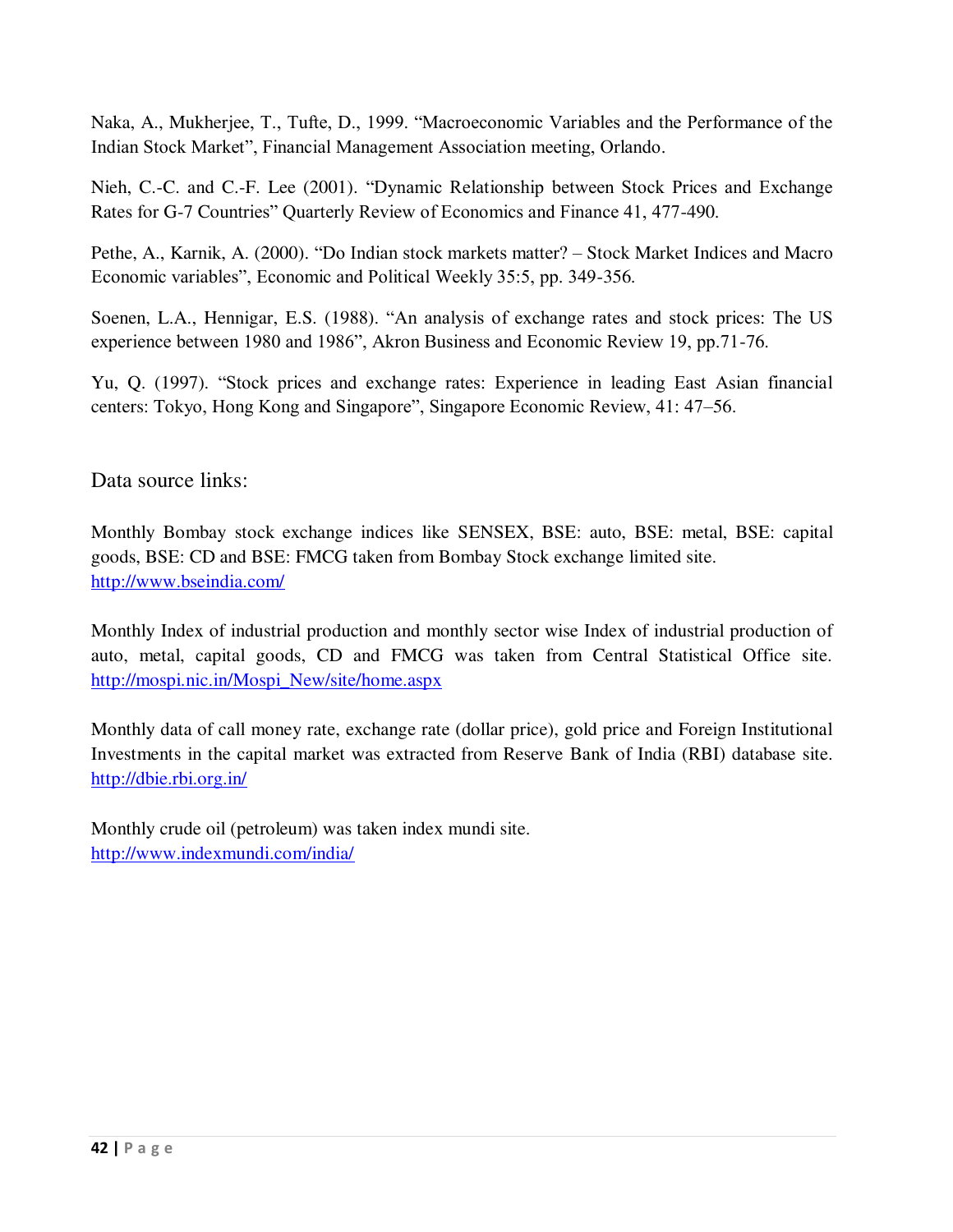Naka, A., Mukherjee, T., Tufte, D., 1999. "Macroeconomic Variables and the Performance of the Indian Stock Market", Financial Management Association meeting, Orlando.

Nieh, C.-C. and C.-F. Lee (2001). "Dynamic Relationship between Stock Prices and Exchange Rates for G-7 Countries" Quarterly Review of Economics and Finance 41, 477-490.

Pethe, A., Karnik, A. (2000). "Do Indian stock markets matter? – Stock Market Indices and Macro Economic variables", Economic and Political Weekly 35:5, pp. 349-356.

Soenen, L.A., Hennigar, E.S. (1988). "An analysis of exchange rates and stock prices: The US experience between 1980 and 1986", Akron Business and Economic Review 19, pp.71-76.

Yu, Q. (1997). "Stock prices and exchange rates: Experience in leading East Asian financial centers: Tokyo, Hong Kong and Singapore", Singapore Economic Review, 41: 47–56.

## Data source links:

Monthly Bombay stock exchange indices like SENSEX, BSE: auto, BSE: metal, BSE: capital goods, BSE: CD and BSE: FMCG taken from Bombay Stock exchange limited site.
http://www.bseindia.com/

Monthly Index of industrial production and monthly sector wise Index of industrial production of auto, metal, capital goods, CD and FMCG was taken from Central Statistical Office site.
http://mospi.nic.in/Mospi_New/site/home.aspx

Monthly data of call money rate, exchange rate (dollar price), gold price and Foreign Institutional Investments in the capital market was extracted from Reserve Bank of India (RBI) database site.
http://dbie.rbi.org.in/

Monthly crude oil (petroleum) was taken index mundi site.
http://www.indexmundi.com/india/